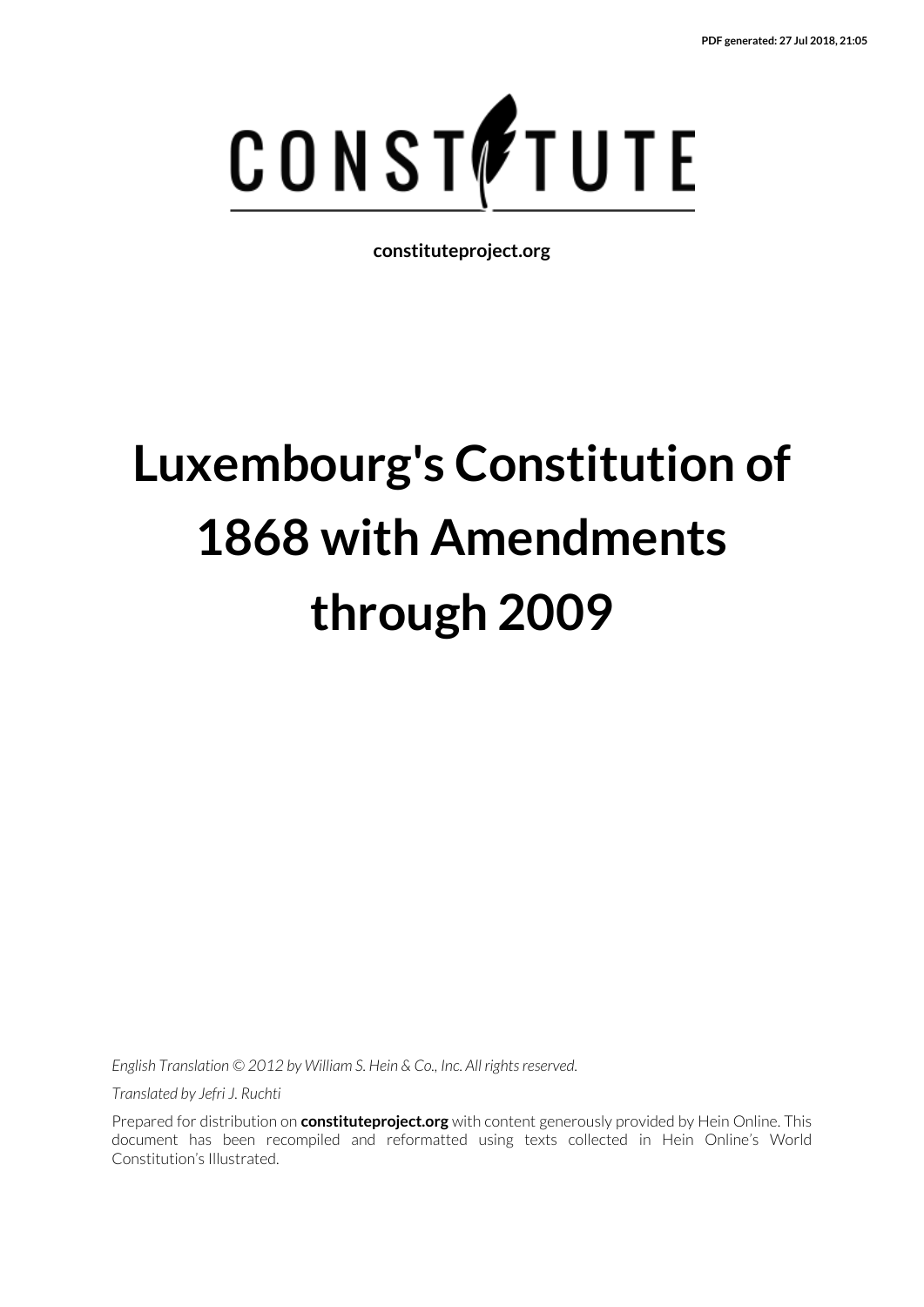PDF generated: 27 Jul 2018, 21:05

CONSTITUTE

constituteproject.org

# Luxembourg's Constitution of 1868 with Amendments through 2009

*English Translation © 2012 by William S. Hein & Co., Inc. All rights reserved.*

*Translated by Jefri J. Ruchti*

Prepared for distribution on **constituteproject.org** with content generously provided by Hein Online. This document has been recompiled and reformatted using texts collected in Hein Online's World Constitution's Illustrated.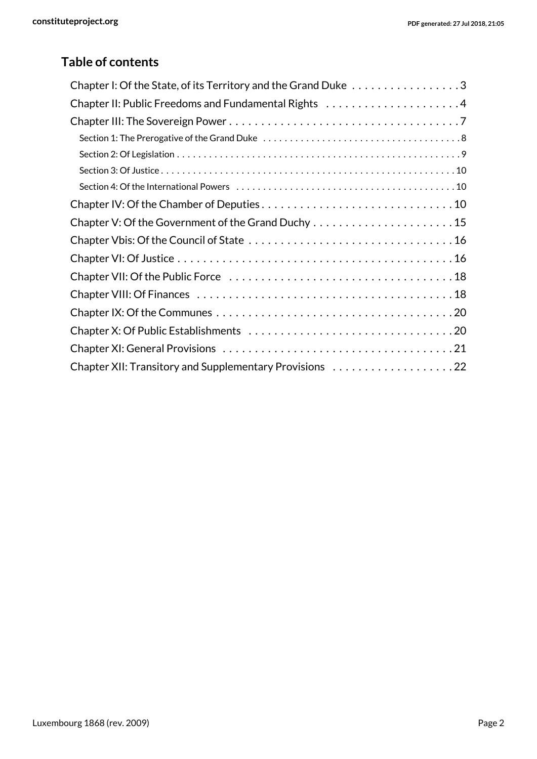## Table of contents

- Chapter I: Of the State, of its Territory and the Grand Duke . . . . . . . . . . . . . . . . . 3
- Chapter II: Public Freedoms and Fundamental Rights . . . . . . . . . . . . . . . . . . . . . 4
- Chapter III: The Sovereign Power . . . . . . . . . . . . . . . . . . . . . . . . . . . . . . . . . . . 7
  - Section 1: The Prerogative of the Grand Duke . . . . . . . . . . . . . . . . . . . . . . . . . . . . . . . . . . . . 8
  - Section 2: Of Legislation . . . . . . . . . . . . . . . . . . . . . . . . . . . . . . . . . . . . . . . . . . . . . . . . . . . . 9
  - Section 3: Of Justice . . . . . . . . . . . . . . . . . . . . . . . . . . . . . . . . . . . . . . . . . . . . . . . . . . . . . 10
  - Section 4: Of the International Powers . . . . . . . . . . . . . . . . . . . . . . . . . . . . . . . . . . . . . . . . 10
- Chapter IV: Of the Chamber of Deputies . . . . . . . . . . . . . . . . . . . . . . . . . . . . . . 10
- Chapter V: Of the Government of the Grand Duchy . . . . . . . . . . . . . . . . . . . . . . 15
- Chapter Vbis: Of the Council of State . . . . . . . . . . . . . . . . . . . . . . . . . . . . . . . 16
- Chapter VI: Of Justice . . . . . . . . . . . . . . . . . . . . . . . . . . . . . . . . . . . . . . . . . . . 16
- Chapter VII: Of the Public Force . . . . . . . . . . . . . . . . . . . . . . . . . . . . . . . . . . . 18
- Chapter VIII: Of Finances . . . . . . . . . . . . . . . . . . . . . . . . . . . . . . . . . . . . . . . . 18
- Chapter IX: Of the Communes . . . . . . . . . . . . . . . . . . . . . . . . . . . . . . . . . . . . . 20
- Chapter X: Of Public Establishments . . . . . . . . . . . . . . . . . . . . . . . . . . . . . . . . 20
- Chapter XI: General Provisions . . . . . . . . . . . . . . . . . . . . . . . . . . . . . . . . . . . . 21
- Chapter XII: Transitory and Supplementary Provisions . . . . . . . . . . . . . . . . . . . 22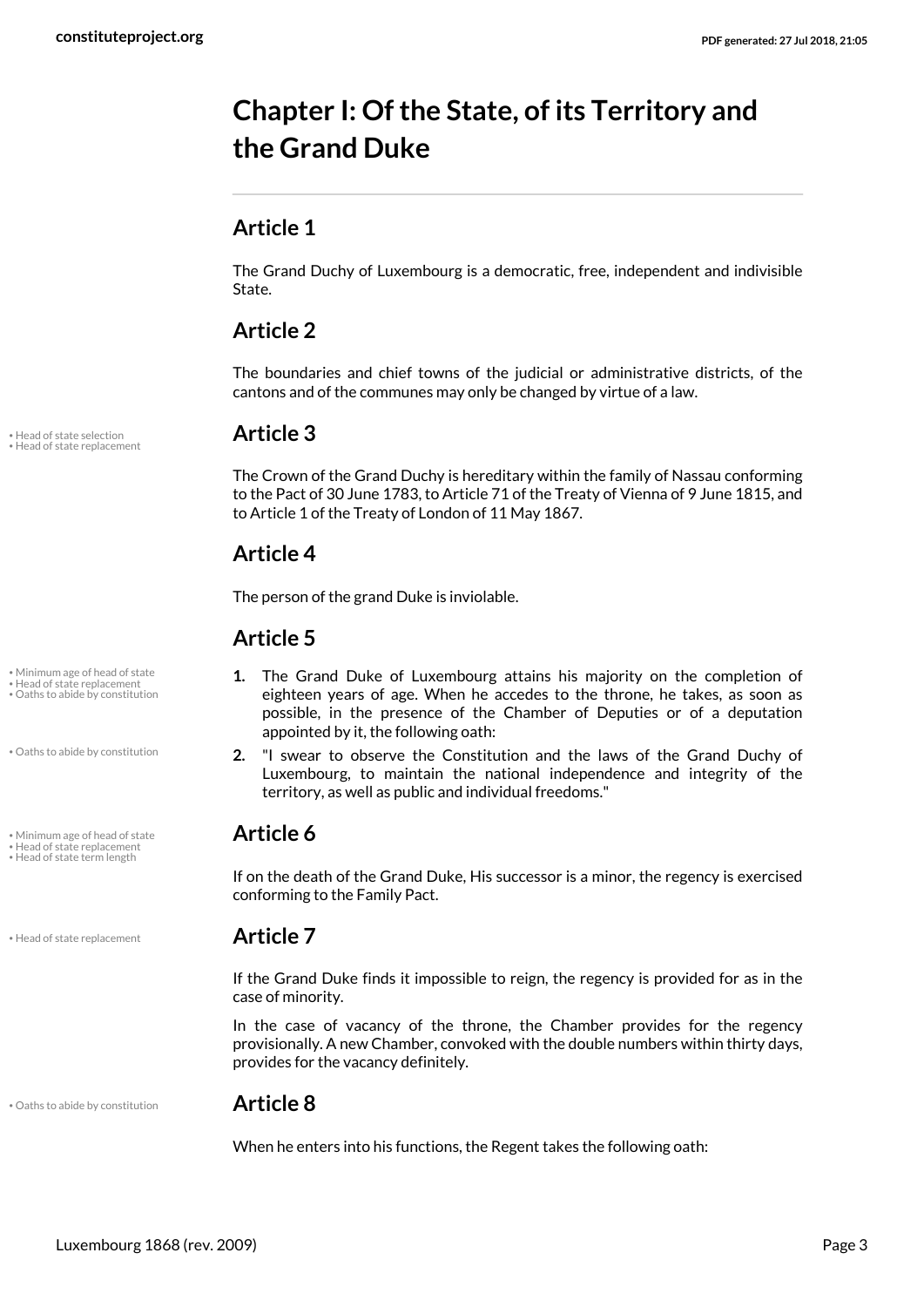# Chapter I: Of the State, of its Territory and the Grand Duke

## Article 1

The Grand Duchy of Luxembourg is a democratic, free, independent and indivisible State.

## Article 2

The boundaries and chief towns of the judicial or administrative districts, of the cantons and of the communes may only be changed by virtue of a law.

## Article 3

The Crown of the Grand Duchy is hereditary within the family of Nassau conforming to the Pact of 30 June 1783, to Article 71 of the Treaty of Vienna of 9 June 1815, and to Article 1 of the Treaty of London of 11 May 1867.

## Article 4

The person of the grand Duke is inviolable.

## Article 5

1. The Grand Duke of Luxembourg attains his majority on the completion of eighteen years of age. When he accedes to the throne, he takes, as soon as possible, in the presence of the Chamber of Deputies or of a deputation appointed by it, the following oath:
2. "I swear to observe the Constitution and the laws of the Grand Duchy of Luxembourg, to maintain the national independence and integrity of the territory, as well as public and individual freedoms."

## Article 6

If on the death of the Grand Duke, His successor is a minor, the regency is exercised conforming to the Family Pact.

## Article 7

If the Grand Duke finds it impossible to reign, the regency is provided for as in the case of minority.

In the case of vacancy of the throne, the Chamber provides for the regency provisionally. A new Chamber, convoked with the double numbers within thirty days, provides for the vacancy definitely.

## Article 8

When he enters into his functions, the Regent takes the following oath: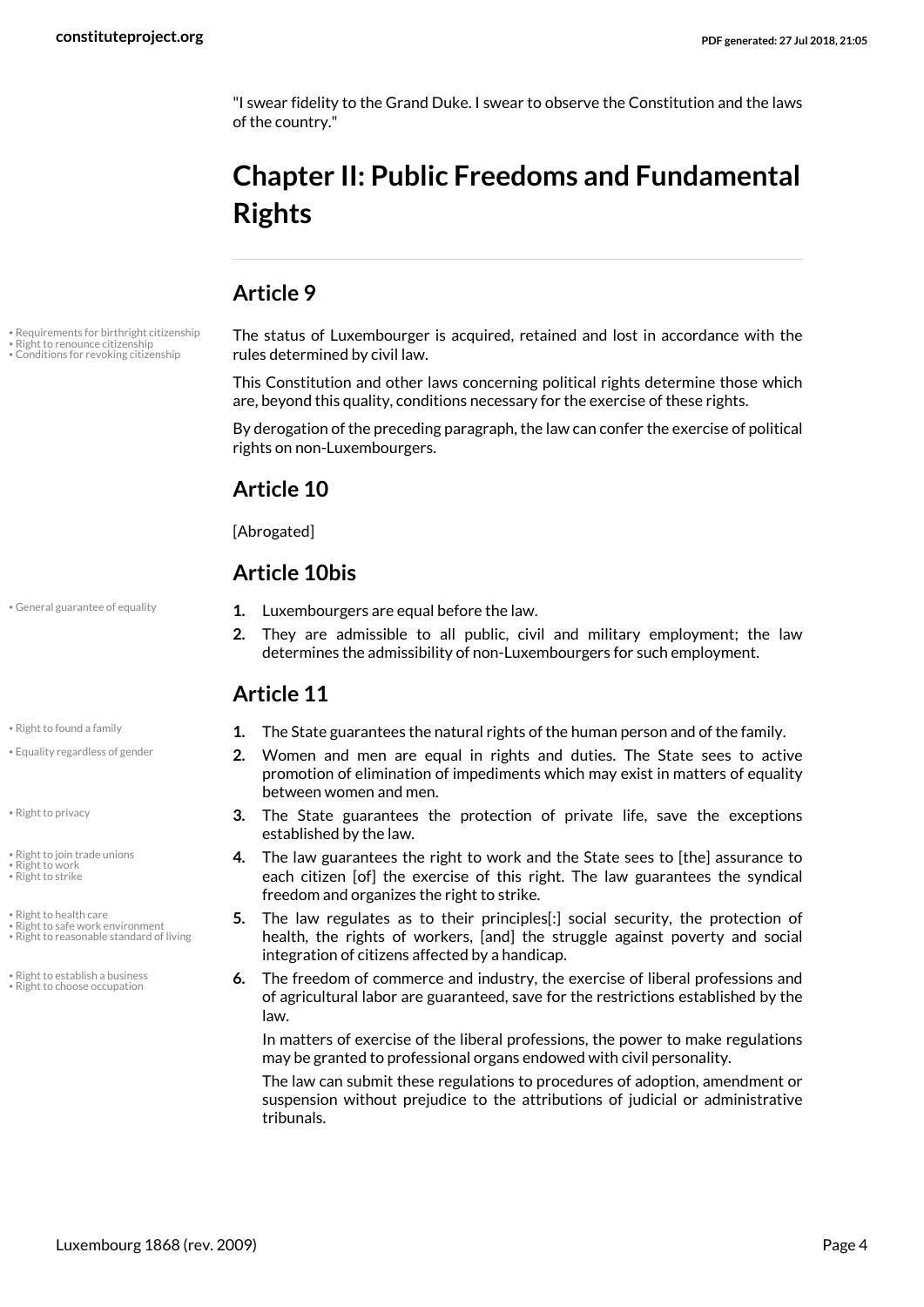"I swear fidelity to the Grand Duke. I swear to observe the Constitution and the laws of the country."

# Chapter II: Public Freedoms and Fundamental Rights

## Article 9

- Requirements for birthright citizenship
- Right to renounce citizenship
- Conditions for revoking citizenship

The status of Luxembourger is acquired, retained and lost in accordance with the rules determined by civil law.

This Constitution and other laws concerning political rights determine those which are, beyond this quality, conditions necessary for the exercise of these rights.

By derogation of the preceding paragraph, the law can confer the exercise of political rights on non-Luxembourgers.

## Article 10

[Abrogated]

## Article 10bis

- General guarantee of equality

1. Luxembourgers are equal before the law.
2. They are admissible to all public, civil and military employment; the law determines the admissibility of non-Luxembourgers for such employment.

## Article 11

- Right to found a family
- Equality regardless of gender
- Right to privacy
- Right to join trade unions
- Right to work
- Right to strike
- Right to health care
- Right to safe work environment
- Right to reasonable standard of living
- Right to establish a business
- Right to choose occupation

1. The State guarantees the natural rights of the human person and of the family.
2. Women and men are equal in rights and duties. The State sees to active promotion of elimination of impediments which may exist in matters of equality between women and men.
3. The State guarantees the protection of private life, save the exceptions established by the law.
4. The law guarantees the right to work and the State sees to [the] assurance to each citizen [of] the exercise of this right. The law guarantees the syndical freedom and organizes the right to strike.
5. The law regulates as to their principles[:] social security, the protection of health, the rights of workers, [and] the struggle against poverty and social integration of citizens affected by a handicap.
6. The freedom of commerce and industry, the exercise of liberal professions and of agricultural labor are guaranteed, save for the restrictions established by the law.

   In matters of exercise of the liberal professions, the power to make regulations may be granted to professional organs endowed with civil personality.

   The law can submit these regulations to procedures of adoption, amendment or suspension without prejudice to the attributions of judicial or administrative tribunals.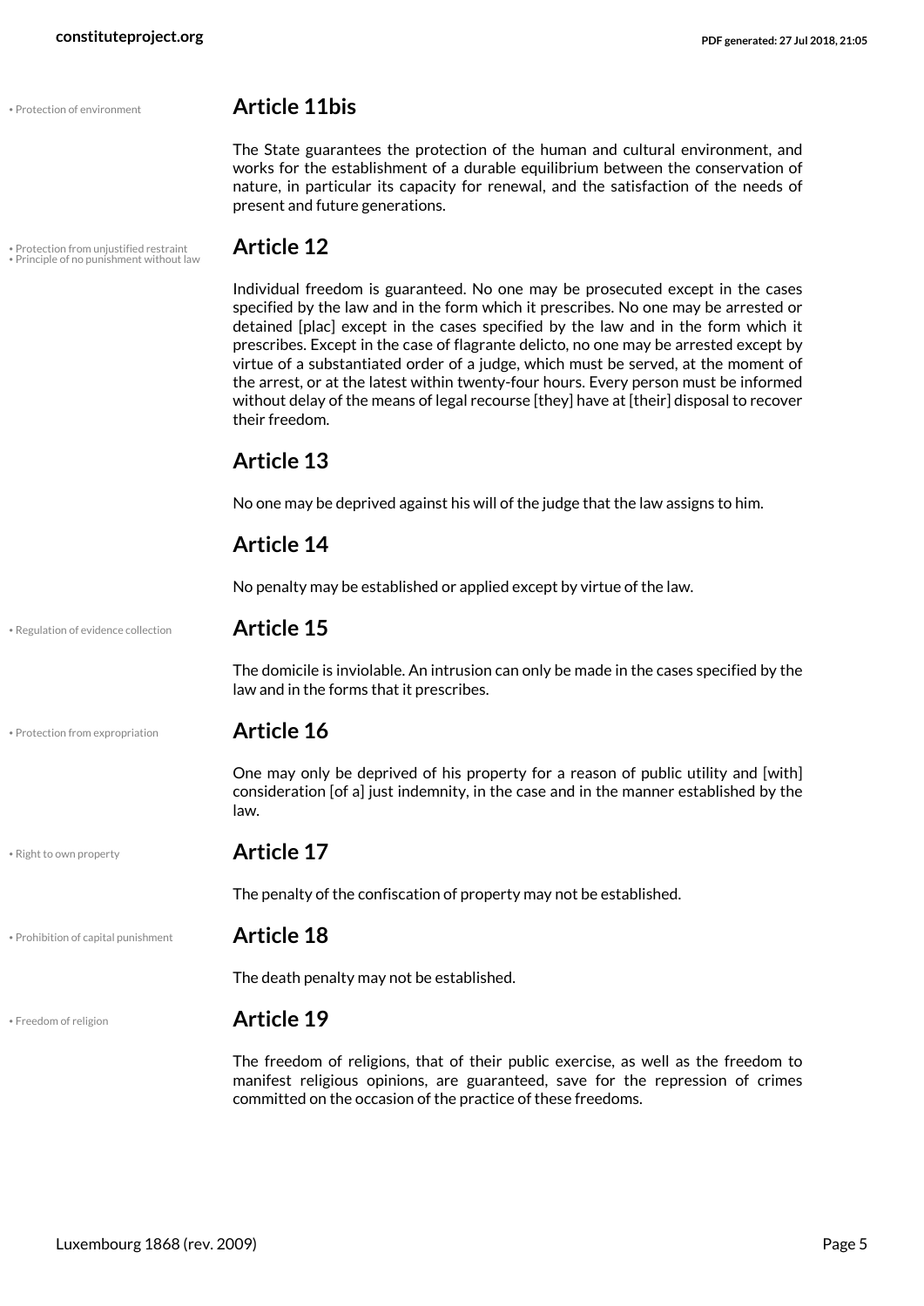• Protection of environment

## Article 11bis

The State guarantees the protection of the human and cultural environment, and works for the establishment of a durable equilibrium between the conservation of nature, in particular its capacity for renewal, and the satisfaction of the needs of present and future generations.

• Protection from unjustified restraint
• Principle of no punishment without law

## Article 12

Individual freedom is guaranteed. No one may be prosecuted except in the cases specified by the law and in the form which it prescribes. No one may be arrested or detained [plac] except in the cases specified by the law and in the form which it prescribes. Except in the case of flagrante delicto, no one may be arrested except by virtue of a substantiated order of a judge, which must be served, at the moment of the arrest, or at the latest within twenty-four hours. Every person must be informed without delay of the means of legal recourse [they] have at [their] disposal to recover their freedom.

## Article 13

No one may be deprived against his will of the judge that the law assigns to him.

## Article 14

No penalty may be established or applied except by virtue of the law.

• Regulation of evidence collection

## Article 15

The domicile is inviolable. An intrusion can only be made in the cases specified by the law and in the forms that it prescribes.

• Protection from expropriation

## Article 16

One may only be deprived of his property for a reason of public utility and [with] consideration [of a] just indemnity, in the case and in the manner established by the law.

• Right to own property

## Article 17

The penalty of the confiscation of property may not be established.

• Prohibition of capital punishment

## Article 18

The death penalty may not be established.

• Freedom of religion

## Article 19

The freedom of religions, that of their public exercise, as well as the freedom to manifest religious opinions, are guaranteed, save for the repression of crimes committed on the occasion of the practice of these freedoms.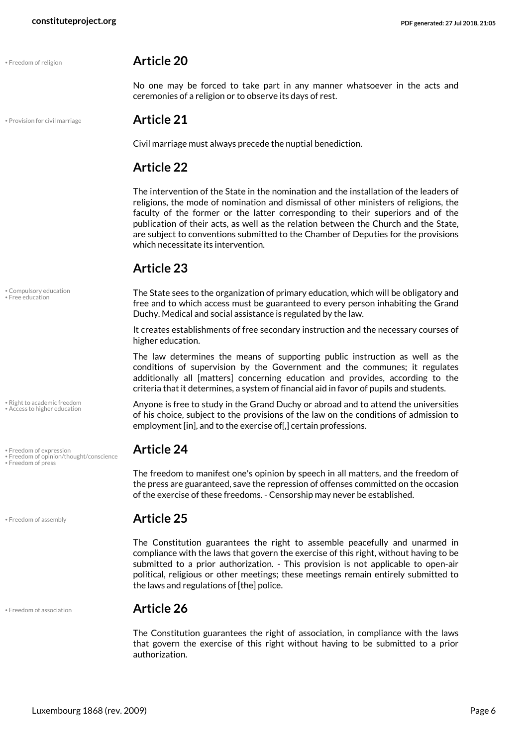## Article 20

No one may be forced to take part in any manner whatsoever in the acts and ceremonies of a religion or to observe its days of rest.

## Article 21

Civil marriage must always precede the nuptial benediction.

## Article 22

The intervention of the State in the nomination and the installation of the leaders of religions, the mode of nomination and dismissal of other ministers of religions, the faculty of the former or the latter corresponding to their superiors and of the publication of their acts, as well as the relation between the Church and the State, are subject to conventions submitted to the Chamber of Deputies for the provisions which necessitate its intervention.

## Article 23

The State sees to the organization of primary education, which will be obligatory and free and to which access must be guaranteed to every person inhabiting the Grand Duchy. Medical and social assistance is regulated by the law.

It creates establishments of free secondary instruction and the necessary courses of higher education.

The law determines the means of supporting public instruction as well as the conditions of supervision by the Government and the communes; it regulates additionally all [matters] concerning education and provides, according to the criteria that it determines, a system of financial aid in favor of pupils and students.

Anyone is free to study in the Grand Duchy or abroad and to attend the universities of his choice, subject to the provisions of the law on the conditions of admission to employment [in], and to the exercise of[,] certain professions.

## Article 24

The freedom to manifest one's opinion by speech in all matters, and the freedom of the press are guaranteed, save the repression of offenses committed on the occasion of the exercise of these freedoms. - Censorship may never be established.

## Article 25

The Constitution guarantees the right to assemble peacefully and unarmed in compliance with the laws that govern the exercise of this right, without having to be submitted to a prior authorization. - This provision is not applicable to open-air political, religious or other meetings; these meetings remain entirely submitted to the laws and regulations of [the] police.

## Article 26

The Constitution guarantees the right of association, in compliance with the laws that govern the exercise of this right without having to be submitted to a prior authorization.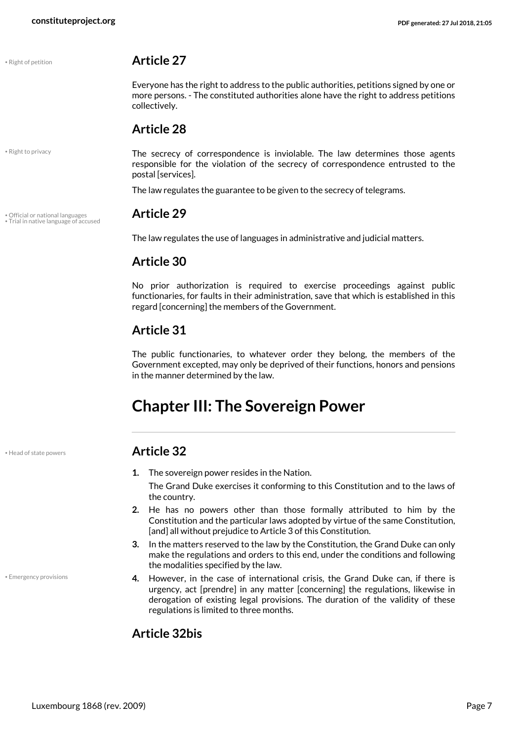• Right of petition

## Article 27

Everyone has the right to address to the public authorities, petitions signed by one or more persons. - The constituted authorities alone have the right to address petitions collectively.

## Article 28

• Right to privacy

The secrecy of correspondence is inviolable. The law determines those agents responsible for the violation of the secrecy of correspondence entrusted to the postal [services].

The law regulates the guarantee to be given to the secrecy of telegrams.

• Official or national languages
• Trial in native language of accused

## Article 29

The law regulates the use of languages in administrative and judicial matters.

## Article 30

No prior authorization is required to exercise proceedings against public functionaries, for faults in their administration, save that which is established in this regard [concerning] the members of the Government.

## Article 31

The public functionaries, to whatever order they belong, the members of the Government excepted, may only be deprived of their functions, honors and pensions in the manner determined by the law.

# Chapter III: The Sovereign Power

• Head of state powers

## Article 32

1. The sovereign power resides in the Nation.

   The Grand Duke exercises it conforming to this Constitution and to the laws of the country.
2. He has no powers other than those formally attributed to him by the Constitution and the particular laws adopted by virtue of the same Constitution, [and] all without prejudice to Article 3 of this Constitution.
3. In the matters reserved to the law by the Constitution, the Grand Duke can only make the regulations and orders to this end, under the conditions and following the modalities specified by the law.
4. However, in the case of international crisis, the Grand Duke can, if there is urgency, act [prendre] in any matter [concerning] the regulations, likewise in derogation of existing legal provisions. The duration of the validity of these regulations is limited to three months.

• Emergency provisions

## Article 32bis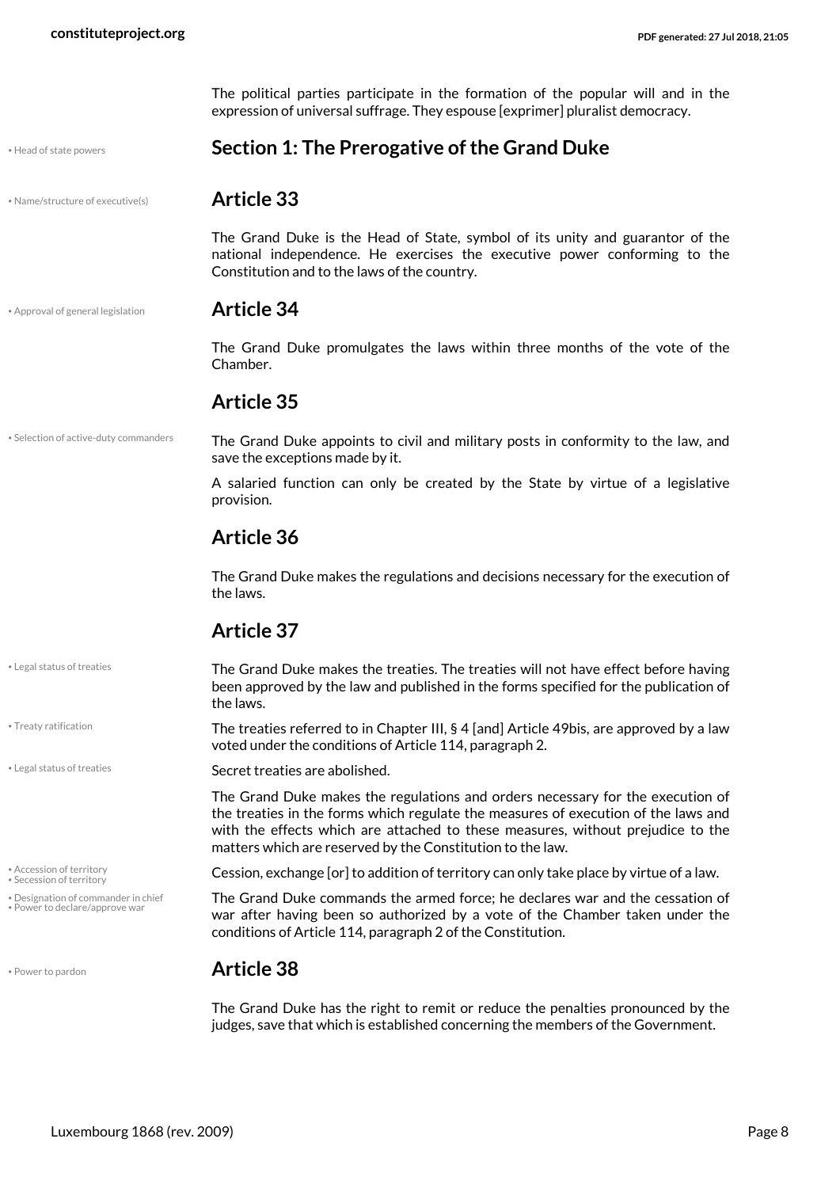The political parties participate in the formation of the popular will and in the expression of universal suffrage. They espouse [exprimer] pluralist democracy.

## Section 1: The Prerogative of the Grand Duke

### Article 33

The Grand Duke is the Head of State, symbol of its unity and guarantor of the national independence. He exercises the executive power conforming to the Constitution and to the laws of the country.

### Article 34

The Grand Duke promulgates the laws within three months of the vote of the Chamber.

### Article 35

The Grand Duke appoints to civil and military posts in conformity to the law, and save the exceptions made by it.

A salaried function can only be created by the State by virtue of a legislative provision.

### Article 36

The Grand Duke makes the regulations and decisions necessary for the execution of the laws.

### Article 37

The Grand Duke makes the treaties. The treaties will not have effect before having been approved by the law and published in the forms specified for the publication of the laws.

The treaties referred to in Chapter III, § 4 [and] Article 49bis, are approved by a law voted under the conditions of Article 114, paragraph 2.

Secret treaties are abolished.

The Grand Duke makes the regulations and orders necessary for the execution of the treaties in the forms which regulate the measures of execution of the laws and with the effects which are attached to these measures, without prejudice to the matters which are reserved by the Constitution to the law.

Cession, exchange [or] to addition of territory can only take place by virtue of a law.

The Grand Duke commands the armed force; he declares war and the cessation of war after having been so authorized by a vote of the Chamber taken under the conditions of Article 114, paragraph 2 of the Constitution.

### Article 38

The Grand Duke has the right to remit or reduce the penalties pronounced by the judges, save that which is established concerning the members of the Government.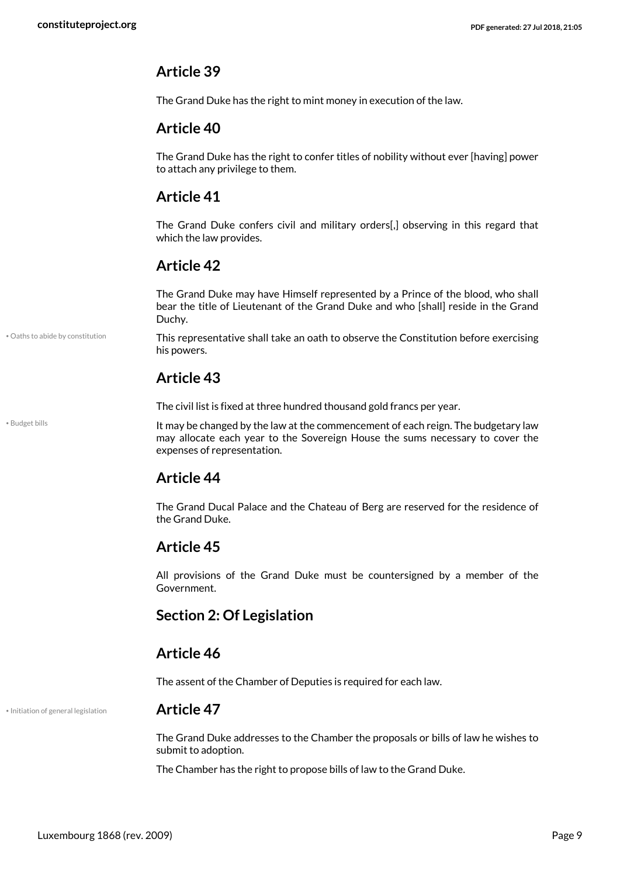## Article 39

The Grand Duke has the right to mint money in execution of the law.

## Article 40

The Grand Duke has the right to confer titles of nobility without ever [having] power to attach any privilege to them.

## Article 41

The Grand Duke confers civil and military orders[,] observing in this regard that which the law provides.

## Article 42

The Grand Duke may have Himself represented by a Prince of the blood, who shall bear the title of Lieutenant of the Grand Duke and who [shall] reside in the Grand Duchy.

This representative shall take an oath to observe the Constitution before exercising his powers.

## Article 43

The civil list is fixed at three hundred thousand gold francs per year.

It may be changed by the law at the commencement of each reign. The budgetary law may allocate each year to the Sovereign House the sums necessary to cover the expenses of representation.

## Article 44

The Grand Ducal Palace and the Chateau of Berg are reserved for the residence of the Grand Duke.

## Article 45

All provisions of the Grand Duke must be countersigned by a member of the Government.

# Section 2: Of Legislation

## Article 46

The assent of the Chamber of Deputies is required for each law.

## Article 47

The Grand Duke addresses to the Chamber the proposals or bills of law he wishes to submit to adoption.

The Chamber has the right to propose bills of law to the Grand Duke.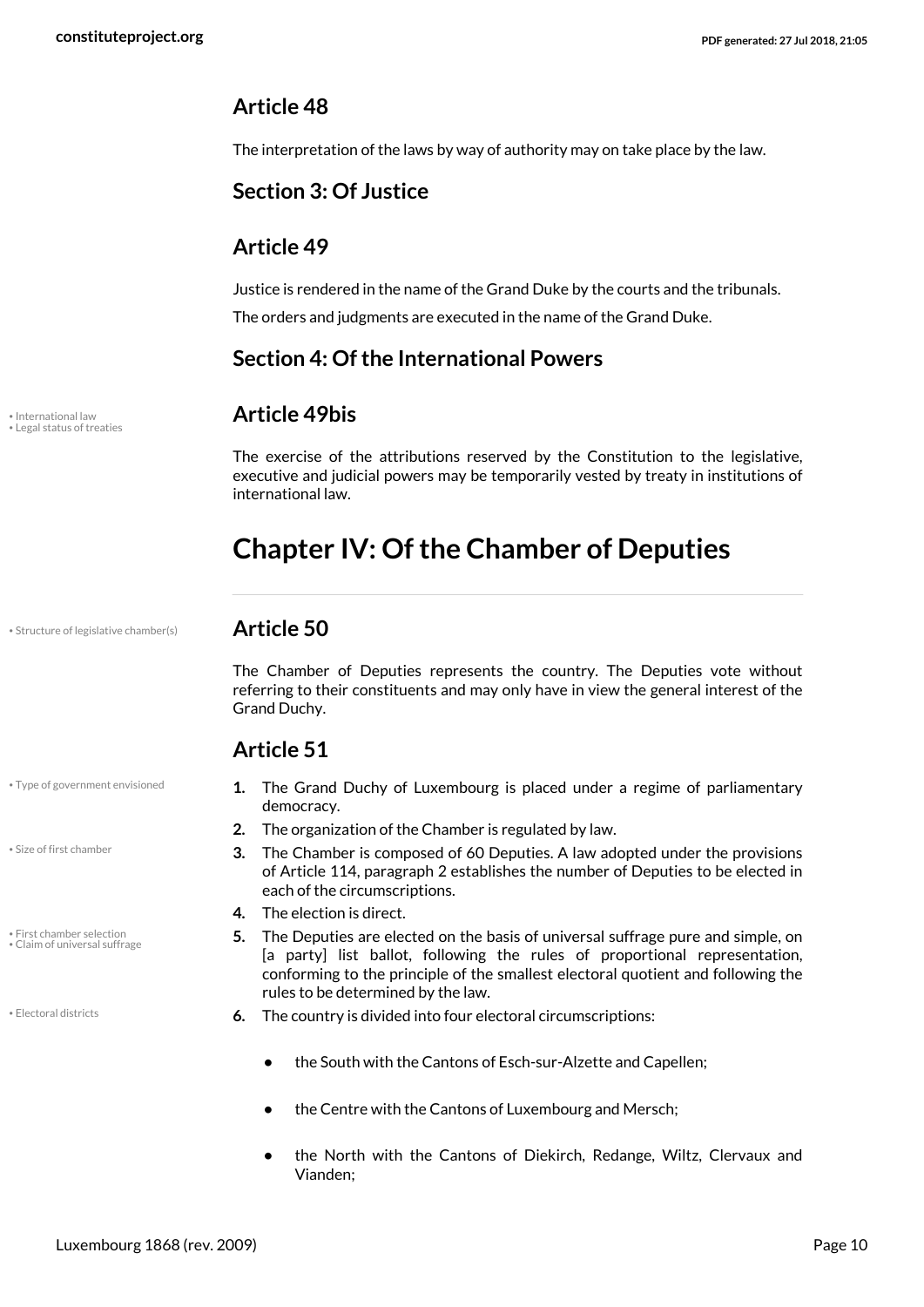## Article 48

The interpretation of the laws by way of authority may on take place by the law.

### Section 3: Of Justice

## Article 49

Justice is rendered in the name of the Grand Duke by the courts and the tribunals.

The orders and judgments are executed in the name of the Grand Duke.

### Section 4: Of the International Powers

## Article 49bis

• International law
• Legal status of treaties

The exercise of the attributions reserved by the Constitution to the legislative, executive and judicial powers may be temporarily vested by treaty in institutions of international law.

# Chapter IV: Of the Chamber of Deputies

## Article 50

• Structure of legislative chamber(s)

The Chamber of Deputies represents the country. The Deputies vote without referring to their constituents and may only have in view the general interest of the Grand Duchy.

## Article 51

• Type of government envisioned
• Size of first chamber
• First chamber selection
• Claim of universal suffrage
• Electoral districts

1. The Grand Duchy of Luxembourg is placed under a regime of parliamentary democracy.
2. The organization of the Chamber is regulated by law.
3. The Chamber is composed of 60 Deputies. A law adopted under the provisions of Article 114, paragraph 2 establishes the number of Deputies to be elected in each of the circumscriptions.
4. The election is direct.
5. The Deputies are elected on the basis of universal suffrage pure and simple, on [a party] list ballot, following the rules of proportional representation, conforming to the principle of the smallest electoral quotient and following the rules to be determined by the law.
6. The country is divided into four electoral circumscriptions:
   - the South with the Cantons of Esch-sur-Alzette and Capellen;
   - the Centre with the Cantons of Luxembourg and Mersch;
   - the North with the Cantons of Diekirch, Redange, Wiltz, Clervaux and Vianden;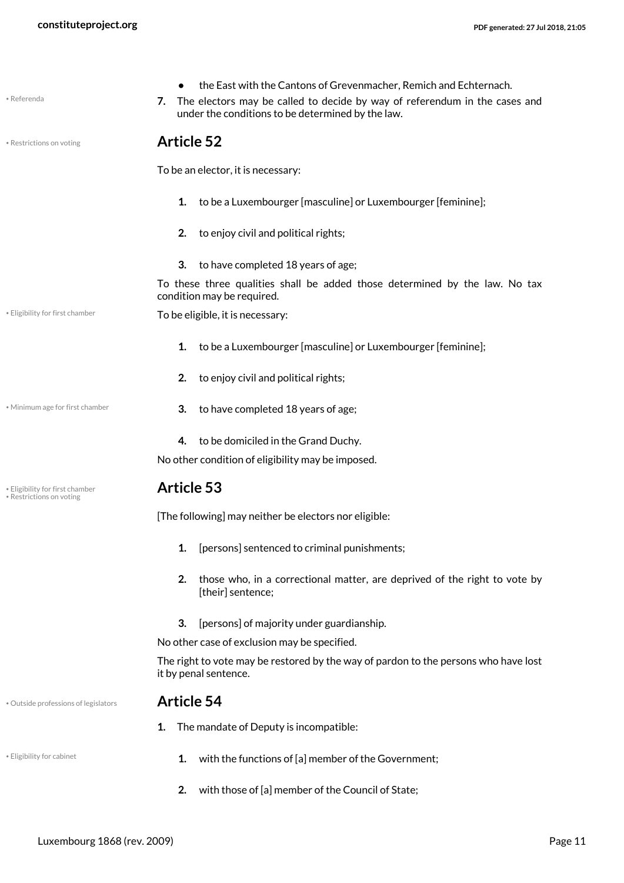- the East with the Cantons of Grevenmacher, Remich and Echternach.

7. The electors may be called to decide by way of referendum in the cases and under the conditions to be determined by the law.

## Article 52

To be an elector, it is necessary:

1. to be a Luxembourger [masculine] or Luxembourger [feminine];
2. to enjoy civil and political rights;
3. to have completed 18 years of age;

To these three qualities shall be added those determined by the law. No tax condition may be required.

To be eligible, it is necessary:

1. to be a Luxembourger [masculine] or Luxembourger [feminine];
2. to enjoy civil and political rights;
3. to have completed 18 years of age;
4. to be domiciled in the Grand Duchy.

No other condition of eligibility may be imposed.

## Article 53

[The following] may neither be electors nor eligible:

1. [persons] sentenced to criminal punishments;
2. those who, in a correctional matter, are deprived of the right to vote by [their] sentence;
3. [persons] of majority under guardianship.

No other case of exclusion may be specified.

The right to vote may be restored by the way of pardon to the persons who have lost it by penal sentence.

## Article 54

1. The mandate of Deputy is incompatible:
    1. with the functions of [a] member of the Government;
    2. with those of [a] member of the Council of State;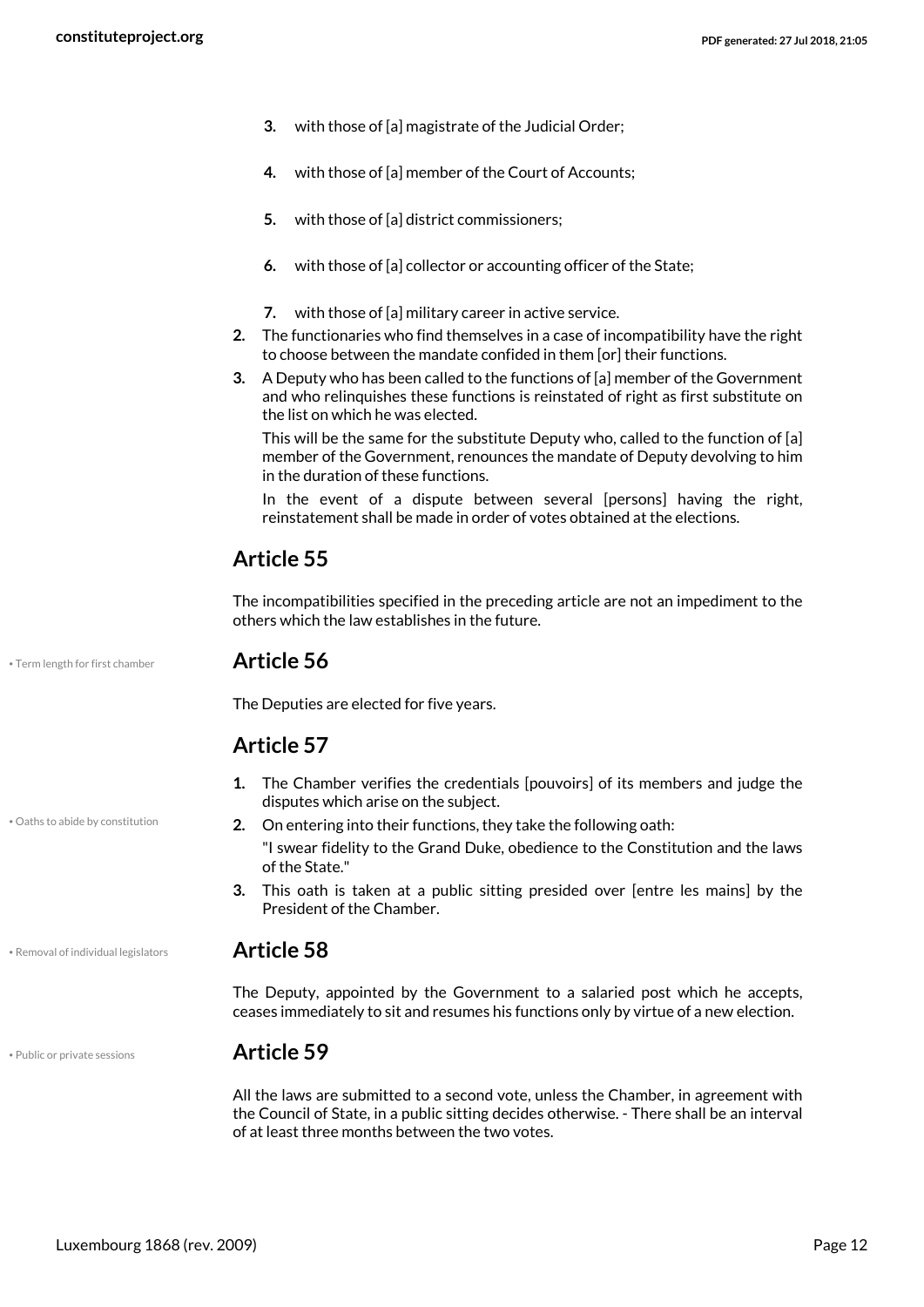3. with those of [a] magistrate of the Judicial Order;
4. with those of [a] member of the Court of Accounts;
5. with those of [a] district commissioners;
6. with those of [a] collector or accounting officer of the State;
7. with those of [a] military career in active service.

2. The functionaries who find themselves in a case of incompatibility have the right to choose between the mandate confided in them [or] their functions.
3. A Deputy who has been called to the functions of [a] member of the Government and who relinquishes these functions is reinstated of right as first substitute on the list on which he was elected.

   This will be the same for the substitute Deputy who, called to the function of [a] member of the Government, renounces the mandate of Deputy devolving to him in the duration of these functions.

   In the event of a dispute between several [persons] having the right, reinstatement shall be made in order of votes obtained at the elections.

## Article 55

The incompatibilities specified in the preceding article are not an impediment to the others which the law establishes in the future.

• Term length for first chamber

## Article 56

The Deputies are elected for five years.

## Article 57

1. The Chamber verifies the credentials [pouvoirs] of its members and judge the disputes which arise on the subject.

• Oaths to abide by constitution

2. On entering into their functions, they take the following oath:

   "I swear fidelity to the Grand Duke, obedience to the Constitution and the laws of the State."
3. This oath is taken at a public sitting presided over [entre les mains] by the President of the Chamber.

• Removal of individual legislators

## Article 58

The Deputy, appointed by the Government to a salaried post which he accepts, ceases immediately to sit and resumes his functions only by virtue of a new election.

• Public or private sessions

## Article 59

All the laws are submitted to a second vote, unless the Chamber, in agreement with the Council of State, in a public sitting decides otherwise. - There shall be an interval of at least three months between the two votes.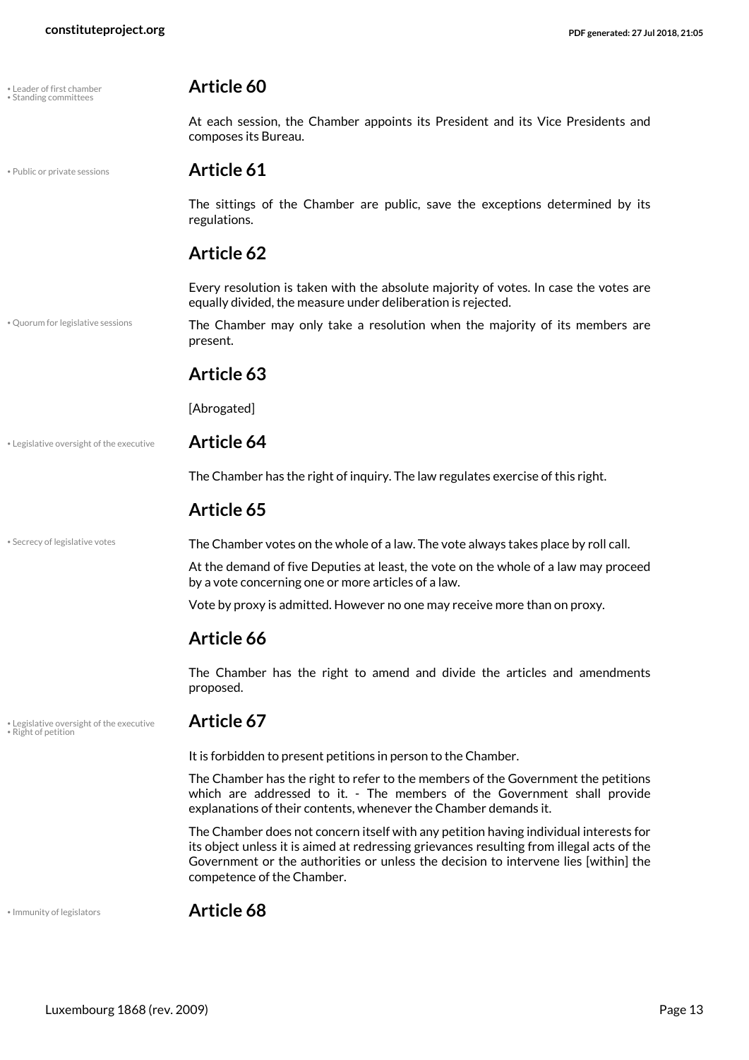## Article 60

At each session, the Chamber appoints its President and its Vice Presidents and composes its Bureau.

## Article 61

The sittings of the Chamber are public, save the exceptions determined by its regulations.

## Article 62

Every resolution is taken with the absolute majority of votes. In case the votes are equally divided, the measure under deliberation is rejected.

The Chamber may only take a resolution when the majority of its members are present.

## Article 63

[Abrogated]

## Article 64

The Chamber has the right of inquiry. The law regulates exercise of this right.

## Article 65

The Chamber votes on the whole of a law. The vote always takes place by roll call.

At the demand of five Deputies at least, the vote on the whole of a law may proceed by a vote concerning one or more articles of a law.

Vote by proxy is admitted. However no one may receive more than on proxy.

## Article 66

The Chamber has the right to amend and divide the articles and amendments proposed.

## Article 67

It is forbidden to present petitions in person to the Chamber.

The Chamber has the right to refer to the members of the Government the petitions which are addressed to it. - The members of the Government shall provide explanations of their contents, whenever the Chamber demands it.

The Chamber does not concern itself with any petition having individual interests for its object unless it is aimed at redressing grievances resulting from illegal acts of the Government or the authorities or unless the decision to intervene lies [within] the competence of the Chamber.

## Article 68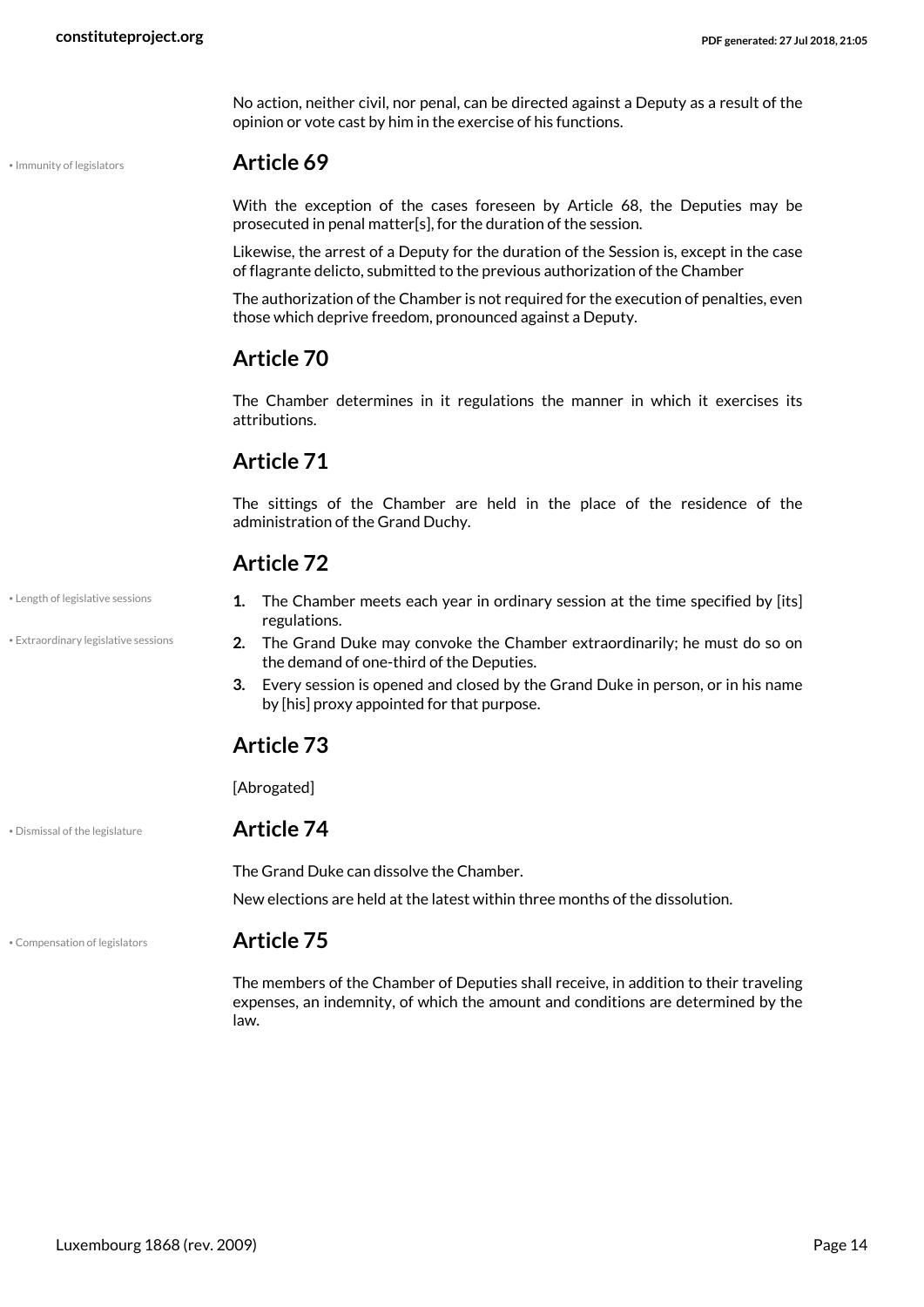No action, neither civil, nor penal, can be directed against a Deputy as a result of the opinion or vote cast by him in the exercise of his functions.

• Immunity of legislators

## Article 69

With the exception of the cases foreseen by Article 68, the Deputies may be prosecuted in penal matter[s], for the duration of the session.

Likewise, the arrest of a Deputy for the duration of the Session is, except in the case of flagrante delicto, submitted to the previous authorization of the Chamber

The authorization of the Chamber is not required for the execution of penalties, even those which deprive freedom, pronounced against a Deputy.

## Article 70

The Chamber determines in it regulations the manner in which it exercises its attributions.

## Article 71

The sittings of the Chamber are held in the place of the residence of the administration of the Grand Duchy.

## Article 72

• Length of legislative sessions

• Extraordinary legislative sessions

1. The Chamber meets each year in ordinary session at the time specified by [its] regulations.
2. The Grand Duke may convoke the Chamber extraordinarily; he must do so on the demand of one-third of the Deputies.
3. Every session is opened and closed by the Grand Duke in person, or in his name by [his] proxy appointed for that purpose.

## Article 73

[Abrogated]

• Dismissal of the legislature

## Article 74

The Grand Duke can dissolve the Chamber.

New elections are held at the latest within three months of the dissolution.

• Compensation of legislators

## Article 75

The members of the Chamber of Deputies shall receive, in addition to their traveling expenses, an indemnity, of which the amount and conditions are determined by the law.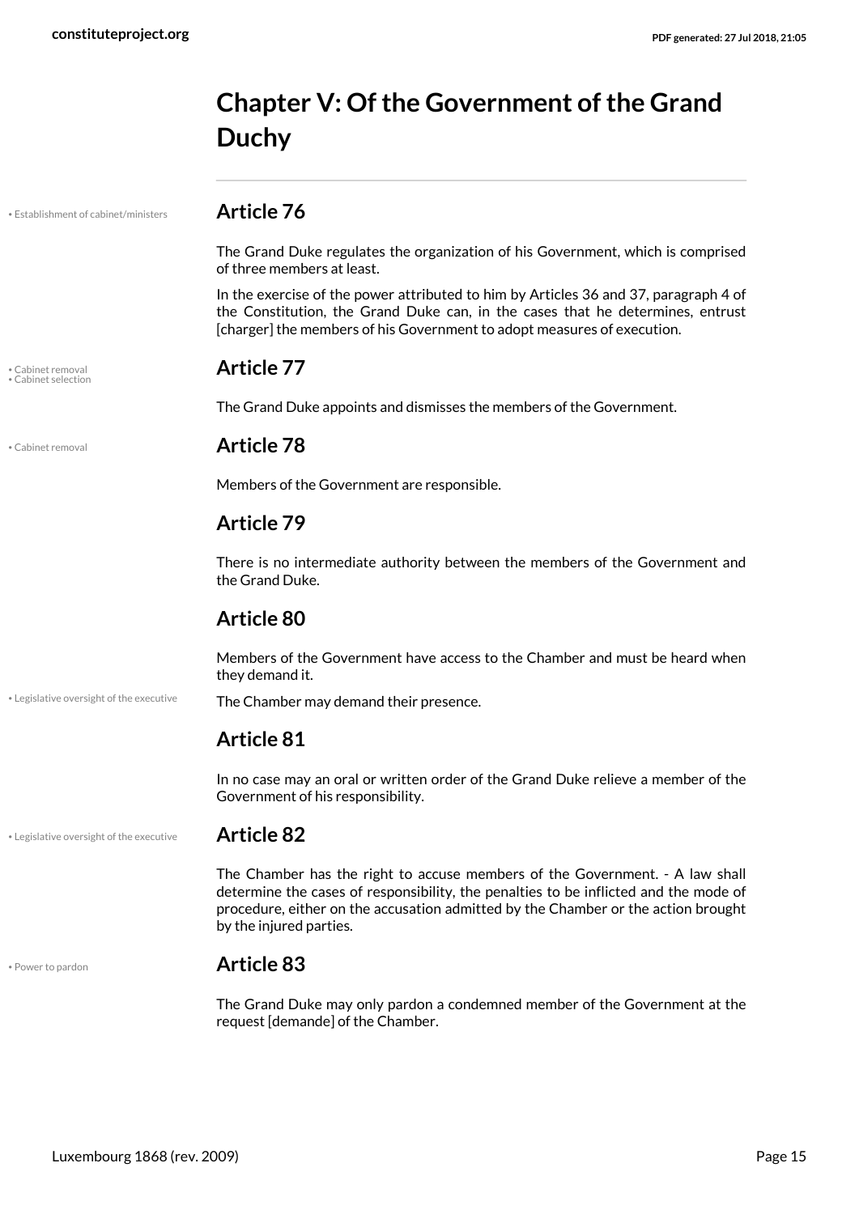# Chapter V: Of the Government of the Grand Duchy

• Establishment of cabinet/ministers

## Article 76

The Grand Duke regulates the organization of his Government, which is comprised of three members at least.

In the exercise of the power attributed to him by Articles 36 and 37, paragraph 4 of the Constitution, the Grand Duke can, in the cases that he determines, entrust [charger] the members of his Government to adopt measures of execution.

• Cabinet removal
• Cabinet selection

## Article 77

The Grand Duke appoints and dismisses the members of the Government.

• Cabinet removal

## Article 78

Members of the Government are responsible.

## Article 79

There is no intermediate authority between the members of the Government and the Grand Duke.

## Article 80

Members of the Government have access to the Chamber and must be heard when they demand it.

• Legislative oversight of the executive

The Chamber may demand their presence.

## Article 81

In no case may an oral or written order of the Grand Duke relieve a member of the Government of his responsibility.

• Legislative oversight of the executive

## Article 82

The Chamber has the right to accuse members of the Government. - A law shall determine the cases of responsibility, the penalties to be inflicted and the mode of procedure, either on the accusation admitted by the Chamber or the action brought by the injured parties.

• Power to pardon

## Article 83

The Grand Duke may only pardon a condemned member of the Government at the request [demande] of the Chamber.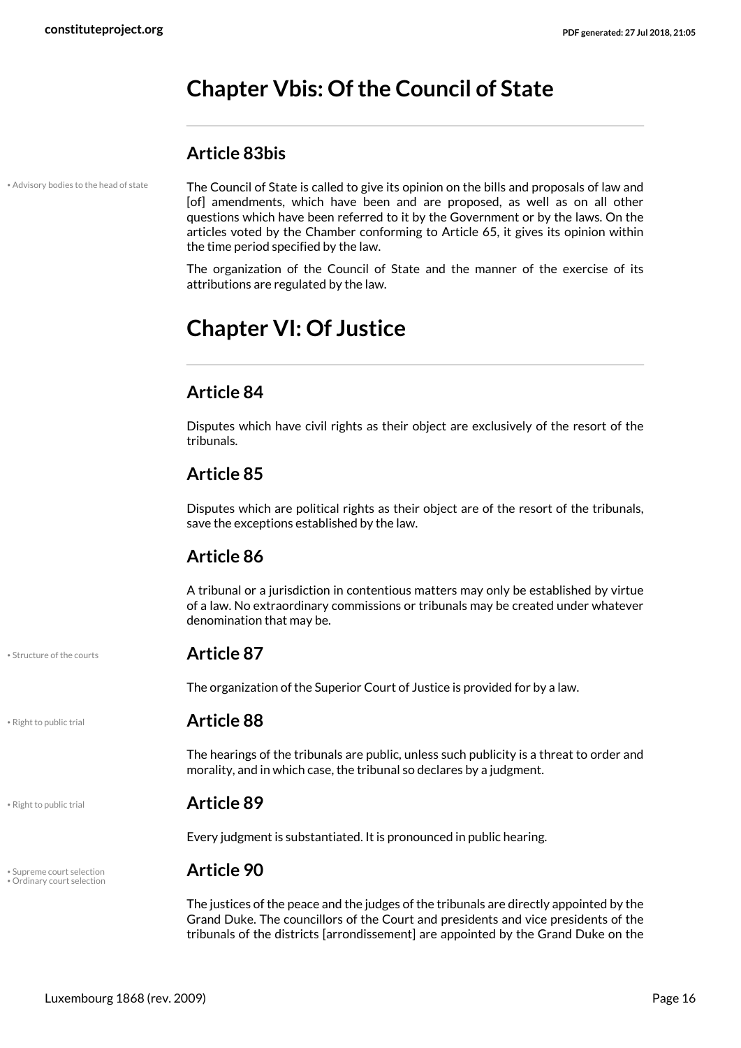# Chapter Vbis: Of the Council of State

## Article 83bis

• Advisory bodies to the head of state

The Council of State is called to give its opinion on the bills and proposals of law and [of] amendments, which have been and are proposed, as well as on all other questions which have been referred to it by the Government or by the laws. On the articles voted by the Chamber conforming to Article 65, it gives its opinion within the time period specified by the law.

The organization of the Council of State and the manner of the exercise of its attributions are regulated by the law.

# Chapter VI: Of Justice

## Article 84

Disputes which have civil rights as their object are exclusively of the resort of the tribunals.

## Article 85

Disputes which are political rights as their object are of the resort of the tribunals, save the exceptions established by the law.

## Article 86

A tribunal or a jurisdiction in contentious matters may only be established by virtue of a law. No extraordinary commissions or tribunals may be created under whatever denomination that may be.

## Article 87

• Structure of the courts

The organization of the Superior Court of Justice is provided for by a law.

## Article 88

• Right to public trial

The hearings of the tribunals are public, unless such publicity is a threat to order and morality, and in which case, the tribunal so declares by a judgment.

## Article 89

• Right to public trial

Every judgment is substantiated. It is pronounced in public hearing.

## Article 90

• Supreme court selection
• Ordinary court selection

The justices of the peace and the judges of the tribunals are directly appointed by the Grand Duke. The councillors of the Court and presidents and vice presidents of the tribunals of the districts [arrondissement] are appointed by the Grand Duke on the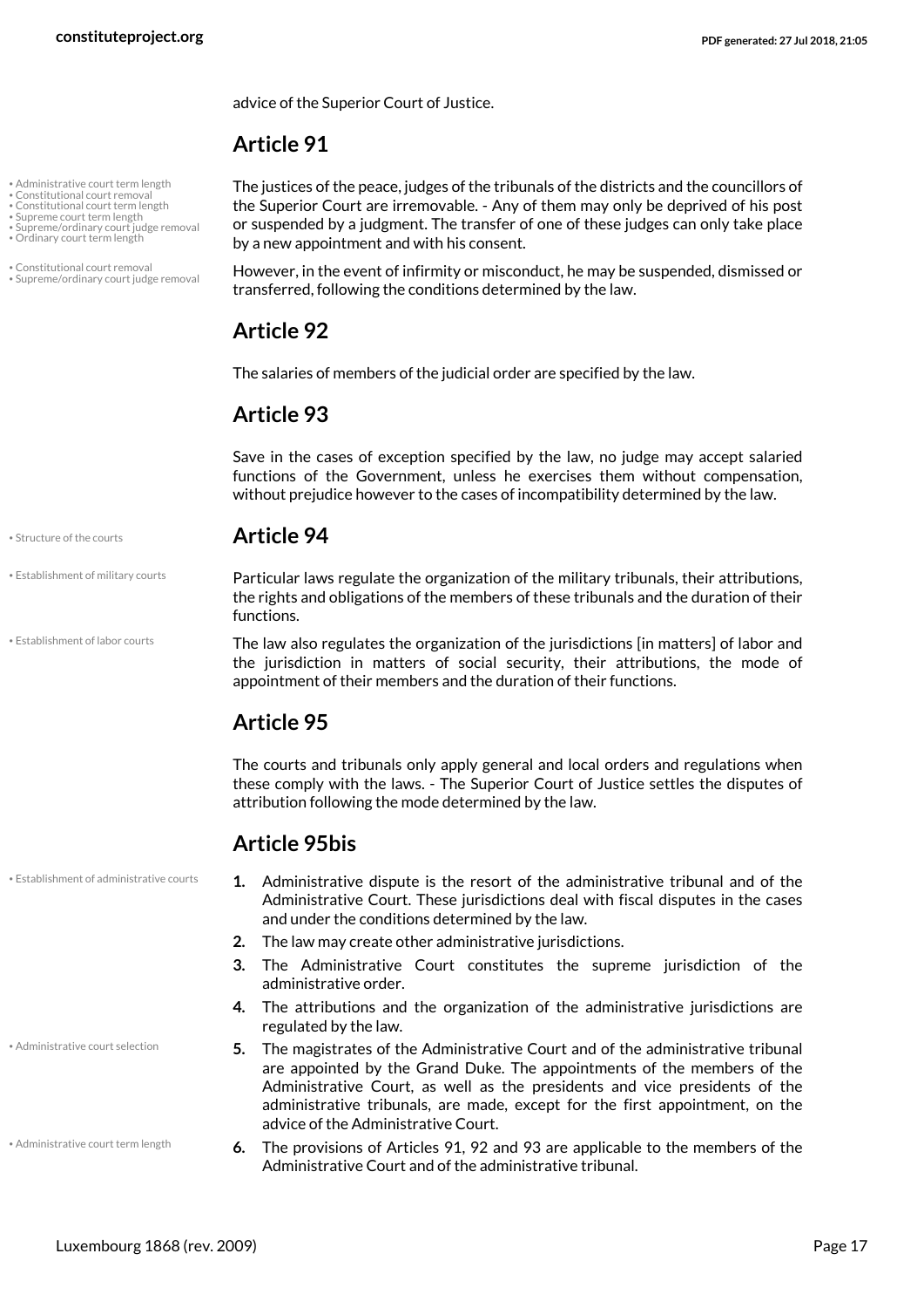advice of the Superior Court of Justice.

## Article 91

The justices of the peace, judges of the tribunals of the districts and the councillors of the Superior Court are irremovable. - Any of them may only be deprived of his post or suspended by a judgment. The transfer of one of these judges can only take place by a new appointment and with his consent.

However, in the event of infirmity or misconduct, he may be suspended, dismissed or transferred, following the conditions determined by the law.

## Article 92

The salaries of members of the judicial order are specified by the law.

## Article 93

Save in the cases of exception specified by the law, no judge may accept salaried functions of the Government, unless he exercises them without compensation, without prejudice however to the cases of incompatibility determined by the law.

## Article 94

Particular laws regulate the organization of the military tribunals, their attributions, the rights and obligations of the members of these tribunals and the duration of their functions.

The law also regulates the organization of the jurisdictions [in matters] of labor and the jurisdiction in matters of social security, their attributions, the mode of appointment of their members and the duration of their functions.

## Article 95

The courts and tribunals only apply general and local orders and regulations when these comply with the laws. - The Superior Court of Justice settles the disputes of attribution following the mode determined by the law.

## Article 95bis

1. Administrative dispute is the resort of the administrative tribunal and of the Administrative Court. These jurisdictions deal with fiscal disputes in the cases and under the conditions determined by the law.
2. The law may create other administrative jurisdictions.
3. The Administrative Court constitutes the supreme jurisdiction of the administrative order.
4. The attributions and the organization of the administrative jurisdictions are regulated by the law.
5. The magistrates of the Administrative Court and of the administrative tribunal are appointed by the Grand Duke. The appointments of the members of the Administrative Court, as well as the presidents and vice presidents of the administrative tribunals, are made, except for the first appointment, on the advice of the Administrative Court.
6. The provisions of Articles 91, 92 and 93 are applicable to the members of the Administrative Court and of the administrative tribunal.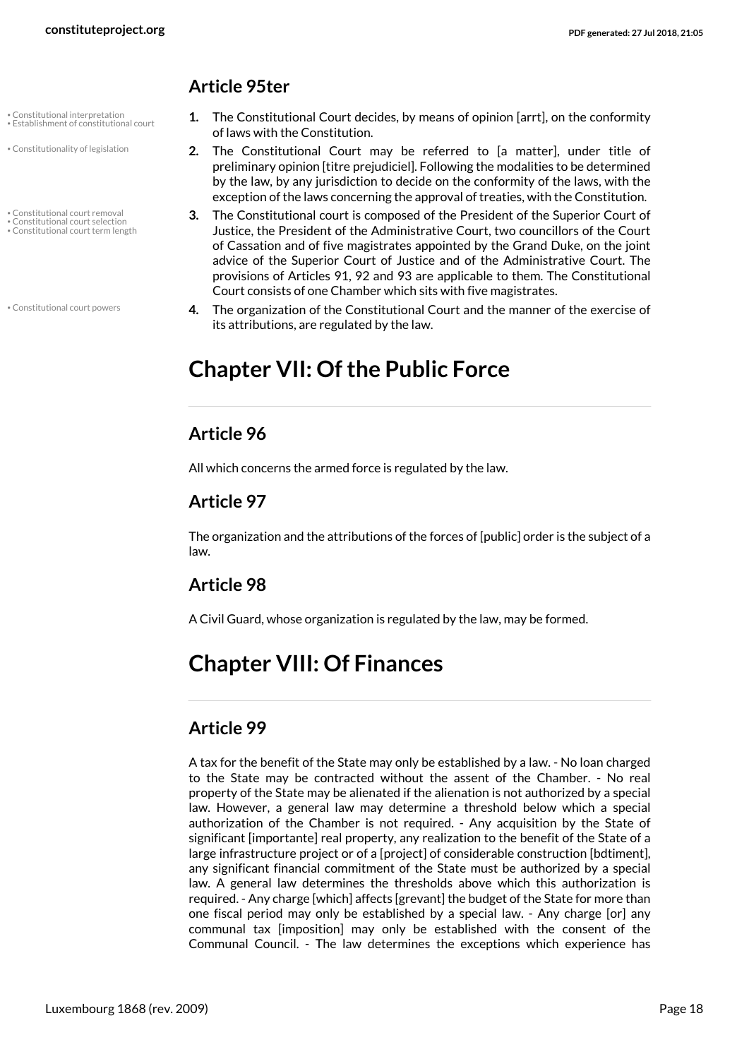### Article 95ter

1. The Constitutional Court decides, by means of opinion [arrt], on the conformity of laws with the Constitution.
2. The Constitutional Court may be referred to [a matter], under title of preliminary opinion [titre prejudiciel]. Following the modalities to be determined by the law, by any jurisdiction to decide on the conformity of the laws, with the exception of the laws concerning the approval of treaties, with the Constitution.
3. The Constitutional court is composed of the President of the Superior Court of Justice, the President of the Administrative Court, two councillors of the Court of Cassation and of five magistrates appointed by the Grand Duke, on the joint advice of the Superior Court of Justice and of the Administrative Court. The provisions of Articles 91, 92 and 93 are applicable to them. The Constitutional Court consists of one Chamber which sits with five magistrates.
4. The organization of the Constitutional Court and the manner of the exercise of its attributions, are regulated by the law.

## Chapter VII: Of the Public Force

### Article 96

All which concerns the armed force is regulated by the law.

### Article 97

The organization and the attributions of the forces of [public] order is the subject of a law.

### Article 98

A Civil Guard, whose organization is regulated by the law, may be formed.

## Chapter VIII: Of Finances

### Article 99

A tax for the benefit of the State may only be established by a law. - No loan charged to the State may be contracted without the assent of the Chamber. - No real property of the State may be alienated if the alienation is not authorized by a special law. However, a general law may determine a threshold below which a special authorization of the Chamber is not required. - Any acquisition by the State of significant [importante] real property, any realization to the benefit of the State of a large infrastructure project or of a [project] of considerable construction [bdtiment], any significant financial commitment of the State must be authorized by a special law. A general law determines the thresholds above which this authorization is required. - Any charge [which] affects [grevant] the budget of the State for more than one fiscal period may only be established by a special law. - Any charge [or] any communal tax [imposition] may only be established with the consent of the Communal Council. - The law determines the exceptions which experience has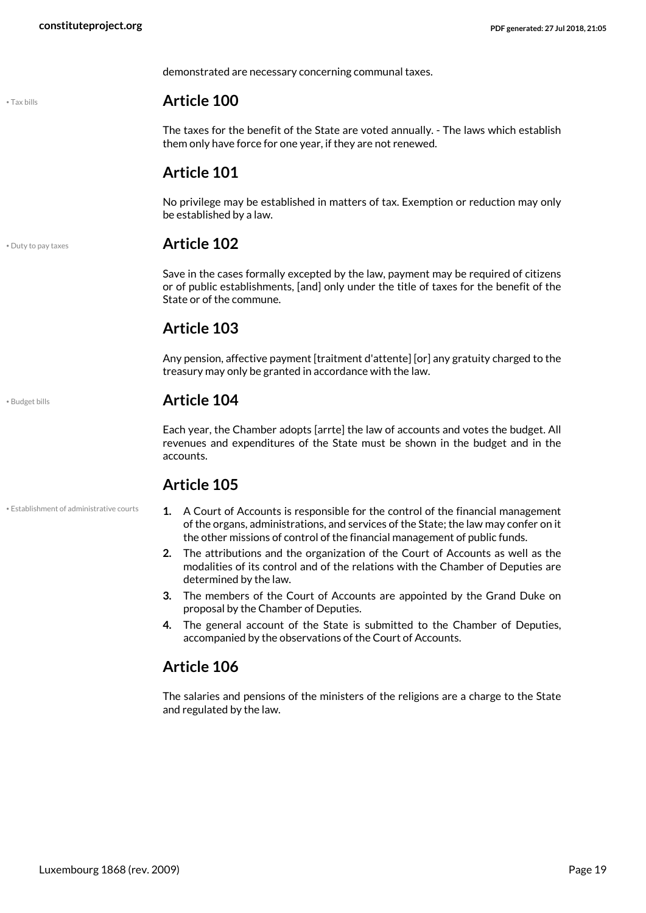demonstrated are necessary concerning communal taxes.

• Tax bills

## Article 100

The taxes for the benefit of the State are voted annually. - The laws which establish them only have force for one year, if they are not renewed.

## Article 101

No privilege may be established in matters of tax. Exemption or reduction may only be established by a law.

• Duty to pay taxes

## Article 102

Save in the cases formally excepted by the law, payment may be required of citizens or of public establishments, [and] only under the title of taxes for the benefit of the State or of the commune.

## Article 103

Any pension, affective payment [traitment d'attente] [or] any gratuity charged to the treasury may only be granted in accordance with the law.

• Budget bills

## Article 104

Each year, the Chamber adopts [arrte] the law of accounts and votes the budget. All revenues and expenditures of the State must be shown in the budget and in the accounts.

## Article 105

• Establishment of administrative courts

1. A Court of Accounts is responsible for the control of the financial management of the organs, administrations, and services of the State; the law may confer on it the other missions of control of the financial management of public funds.
2. The attributions and the organization of the Court of Accounts as well as the modalities of its control and of the relations with the Chamber of Deputies are determined by the law.
3. The members of the Court of Accounts are appointed by the Grand Duke on proposal by the Chamber of Deputies.
4. The general account of the State is submitted to the Chamber of Deputies, accompanied by the observations of the Court of Accounts.

## Article 106

The salaries and pensions of the ministers of the religions are a charge to the State and regulated by the law.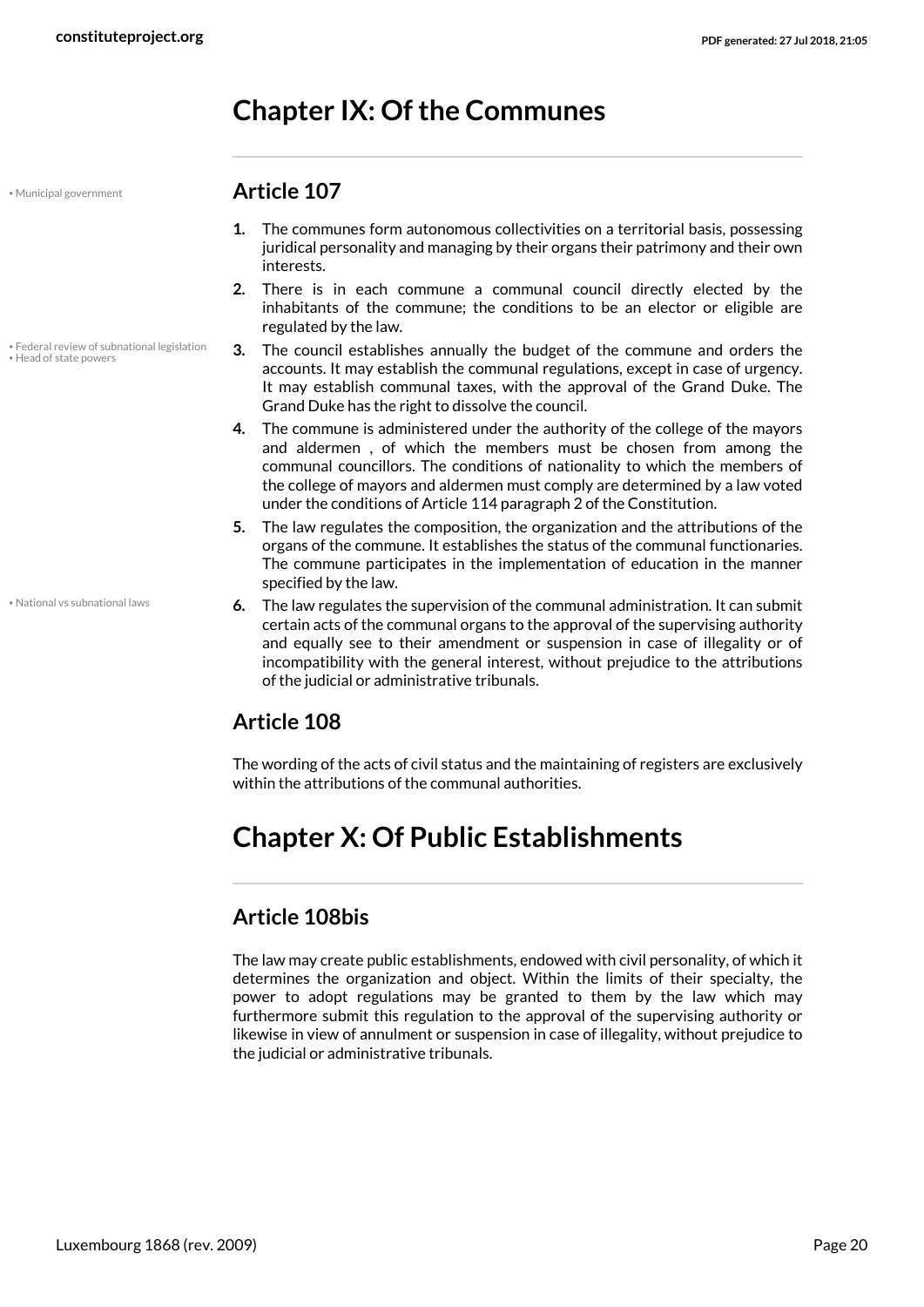# Chapter IX: Of the Communes

## Article 107

• Municipal government

1. The communes form autonomous collectivities on a territorial basis, possessing juridical personality and managing by their organs their patrimony and their own interests.
2. There is in each commune a communal council directly elected by the inhabitants of the commune; the conditions to be an elector or eligible are regulated by the law.
3. The council establishes annually the budget of the commune and orders the accounts. It may establish the communal regulations, except in case of urgency. It may establish communal taxes, with the approval of the Grand Duke. The Grand Duke has the right to dissolve the council.
4. The commune is administered under the authority of the college of the mayors and aldermen , of which the members must be chosen from among the communal councillors. The conditions of nationality to which the members of the college of mayors and aldermen must comply are determined by a law voted under the conditions of Article 114 paragraph 2 of the Constitution.
5. The law regulates the composition, the organization and the attributions of the organs of the commune. It establishes the status of the communal functionaries. The commune participates in the implementation of education in the manner specified by the law.
6. The law regulates the supervision of the communal administration. It can submit certain acts of the communal organs to the approval of the supervising authority and equally see to their amendment or suspension in case of illegality or of incompatibility with the general interest, without prejudice to the attributions of the judicial or administrative tribunals.

• Federal review of subnational legislation
• Head of state powers
• National vs subnational laws

## Article 108

The wording of the acts of civil status and the maintaining of registers are exclusively within the attributions of the communal authorities.

# Chapter X: Of Public Establishments

## Article 108bis

The law may create public establishments, endowed with civil personality, of which it determines the organization and object. Within the limits of their specialty, the power to adopt regulations may be granted to them by the law which may furthermore submit this regulation to the approval of the supervising authority or likewise in view of annulment or suspension in case of illegality, without prejudice to the judicial or administrative tribunals.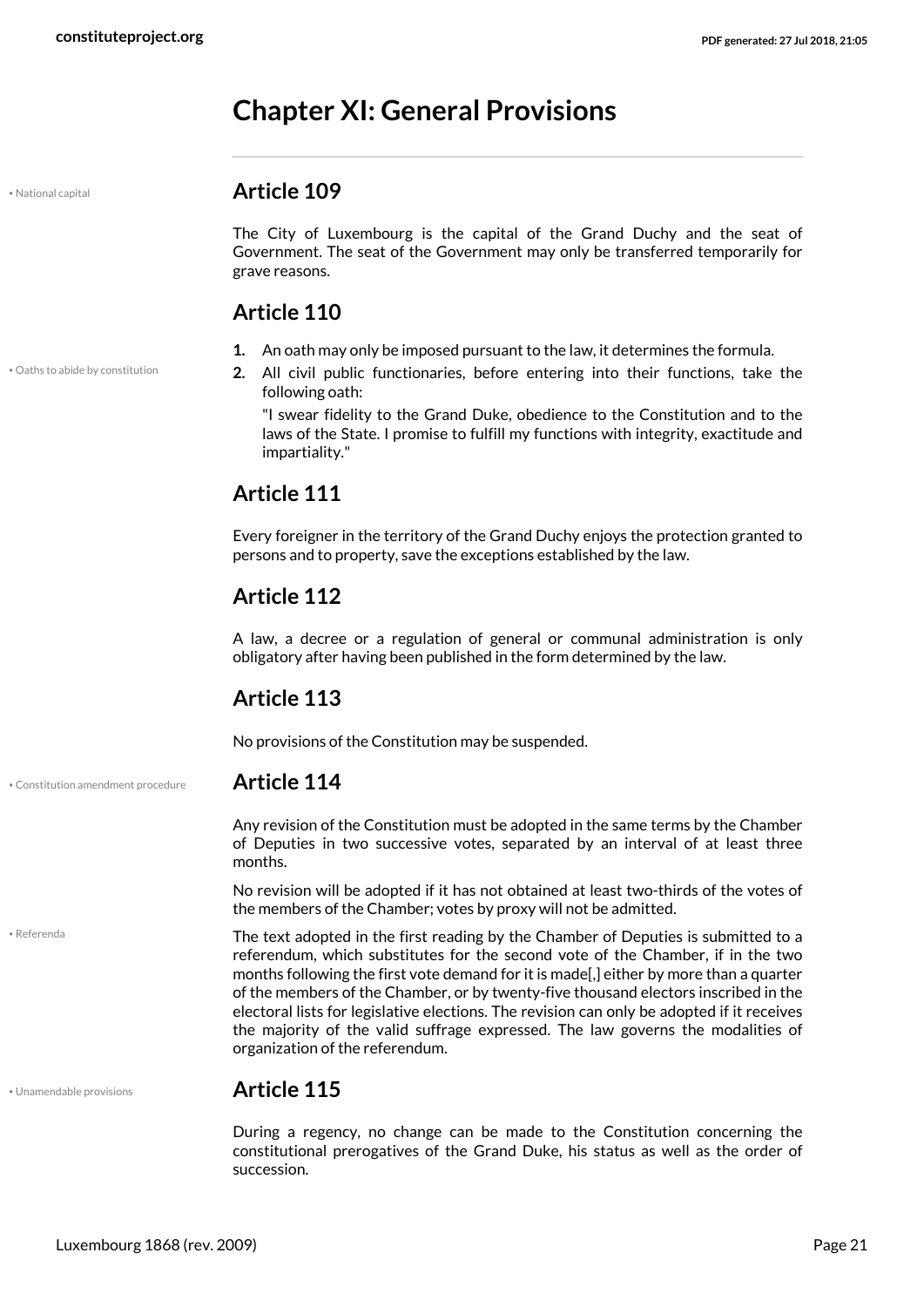# Chapter XI: General Provisions

• National capital

## Article 109

The City of Luxembourg is the capital of the Grand Duchy and the seat of Government. The seat of the Government may only be transferred temporarily for grave reasons.

## Article 110

• Oaths to abide by constitution

1. An oath may only be imposed pursuant to the law, it determines the formula.
2. All civil public functionaries, before entering into their functions, take the following oath:

   "I swear fidelity to the Grand Duke, obedience to the Constitution and to the laws of the State. I promise to fulfill my functions with integrity, exactitude and impartiality."

## Article 111

Every foreigner in the territory of the Grand Duchy enjoys the protection granted to persons and to property, save the exceptions established by the law.

## Article 112

A law, a decree or a regulation of general or communal administration is only obligatory after having been published in the form determined by the law.

## Article 113

No provisions of the Constitution may be suspended.

• Constitution amendment procedure

## Article 114

Any revision of the Constitution must be adopted in the same terms by the Chamber of Deputies in two successive votes, separated by an interval of at least three months.

No revision will be adopted if it has not obtained at least two-thirds of the votes of the members of the Chamber; votes by proxy will not be admitted.

• Referenda

The text adopted in the first reading by the Chamber of Deputies is submitted to a referendum, which substitutes for the second vote of the Chamber, if in the two months following the first vote demand for it is made[,] either by more than a quarter of the members of the Chamber, or by twenty-five thousand electors inscribed in the electoral lists for legislative elections. The revision can only be adopted if it receives the majority of the valid suffrage expressed. The law governs the modalities of organization of the referendum.

• Unamendable provisions

## Article 115

During a regency, no change can be made to the Constitution concerning the constitutional prerogatives of the Grand Duke, his status as well as the order of succession.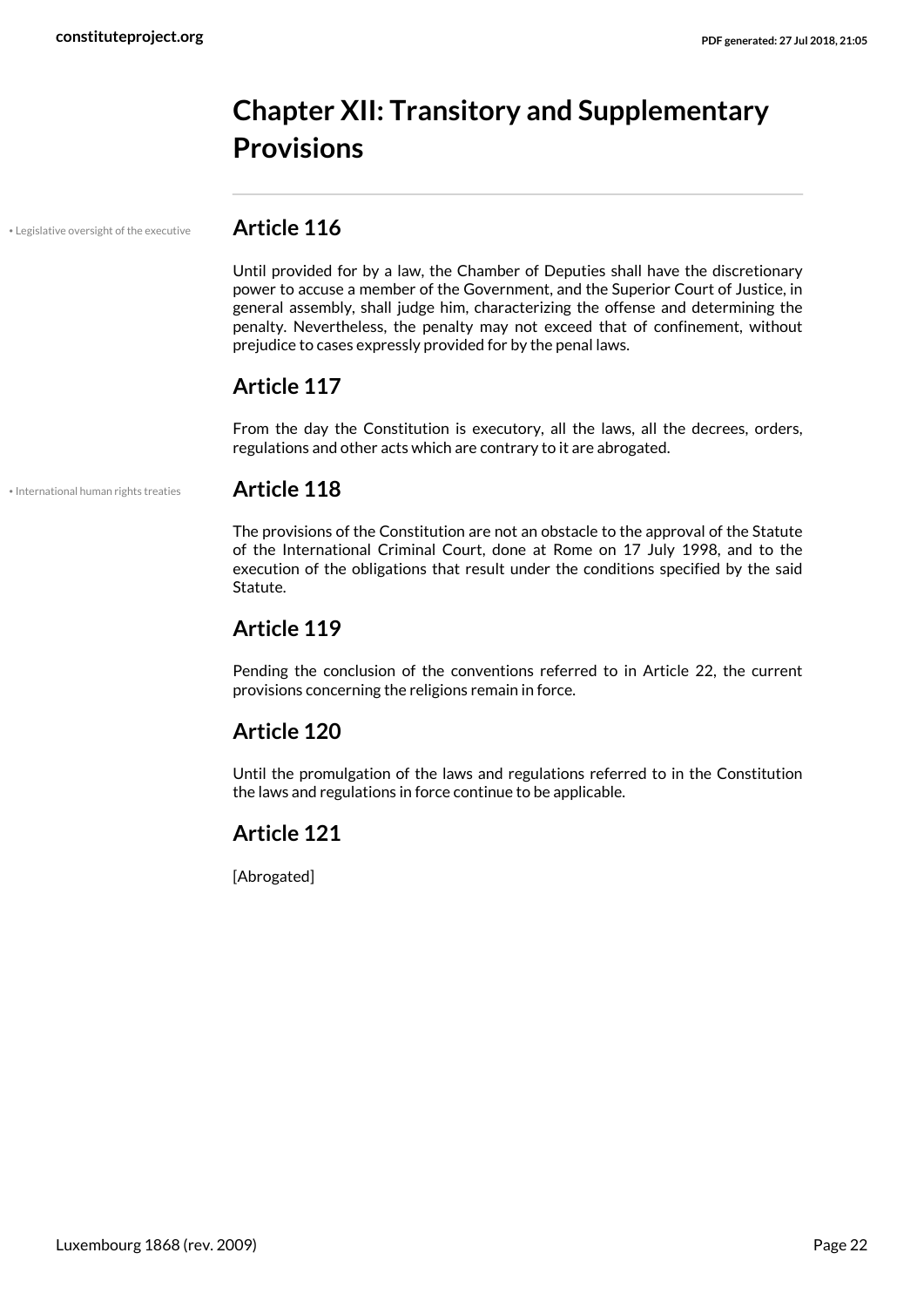# Chapter XII: Transitory and Supplementary Provisions

• Legislative oversight of the executive

## Article 116

Until provided for by a law, the Chamber of Deputies shall have the discretionary power to accuse a member of the Government, and the Superior Court of Justice, in general assembly, shall judge him, characterizing the offense and determining the penalty. Nevertheless, the penalty may not exceed that of confinement, without prejudice to cases expressly provided for by the penal laws.

## Article 117

From the day the Constitution is executory, all the laws, all the decrees, orders, regulations and other acts which are contrary to it are abrogated.

• International human rights treaties

## Article 118

The provisions of the Constitution are not an obstacle to the approval of the Statute of the International Criminal Court, done at Rome on 17 July 1998, and to the execution of the obligations that result under the conditions specified by the said Statute.

## Article 119

Pending the conclusion of the conventions referred to in Article 22, the current provisions concerning the religions remain in force.

## Article 120

Until the promulgation of the laws and regulations referred to in the Constitution the laws and regulations in force continue to be applicable.

## Article 121

[Abrogated]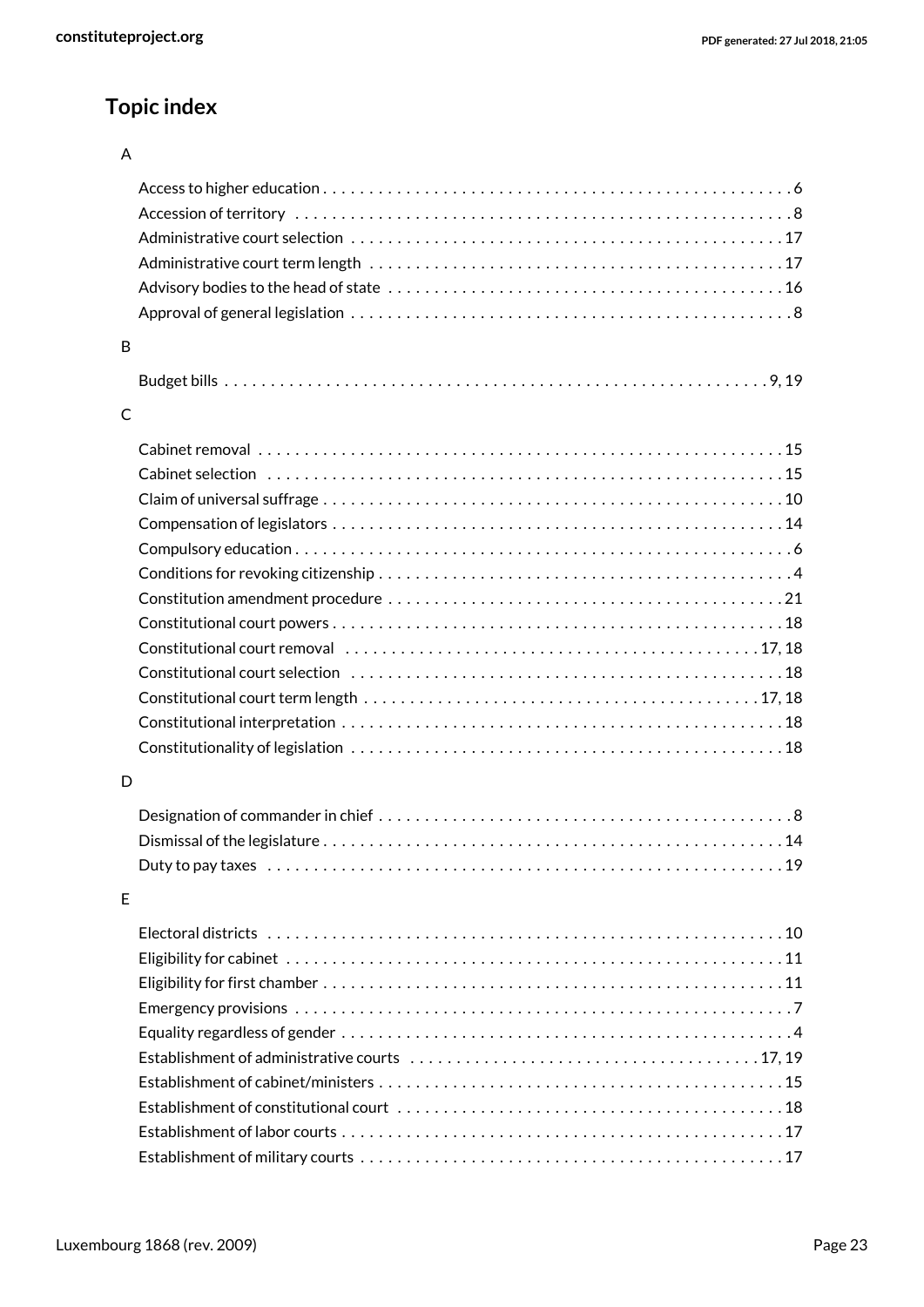## Topic index

A

- Access to higher education . . . . . . . . . . 6
- Accession of territory . . . . . . . . . . 8
- Administrative court selection . . . . . . . . . . 17
- Administrative court term length . . . . . . . . . . 17
- Advisory bodies to the head of state . . . . . . . . . . 16
- Approval of general legislation . . . . . . . . . . 8

B

- Budget bills . . . . . . . . . . 9, 19

C

- Cabinet removal . . . . . . . . . . 15
- Cabinet selection . . . . . . . . . . 15
- Claim of universal suffrage . . . . . . . . . . 10
- Compensation of legislators . . . . . . . . . . 14
- Compulsory education . . . . . . . . . . 6
- Conditions for revoking citizenship . . . . . . . . . . 4
- Constitution amendment procedure . . . . . . . . . . 21
- Constitutional court powers . . . . . . . . . . 18
- Constitutional court removal . . . . . . . . . . 17, 18
- Constitutional court selection . . . . . . . . . . 18
- Constitutional court term length . . . . . . . . . . 17, 18
- Constitutional interpretation . . . . . . . . . . 18
- Constitutionality of legislation . . . . . . . . . . 18

D

- Designation of commander in chief . . . . . . . . . . 8
- Dismissal of the legislature . . . . . . . . . . 14
- Duty to pay taxes . . . . . . . . . . 19

E

- Electoral districts . . . . . . . . . . 10
- Eligibility for cabinet . . . . . . . . . . 11
- Eligibility for first chamber . . . . . . . . . . 11
- Emergency provisions . . . . . . . . . . 7
- Equality regardless of gender . . . . . . . . . . 4
- Establishment of administrative courts . . . . . . . . . . 17, 19
- Establishment of cabinet/ministers . . . . . . . . . . 15
- Establishment of constitutional court . . . . . . . . . . 18
- Establishment of labor courts . . . . . . . . . . 17
- Establishment of military courts . . . . . . . . . . 17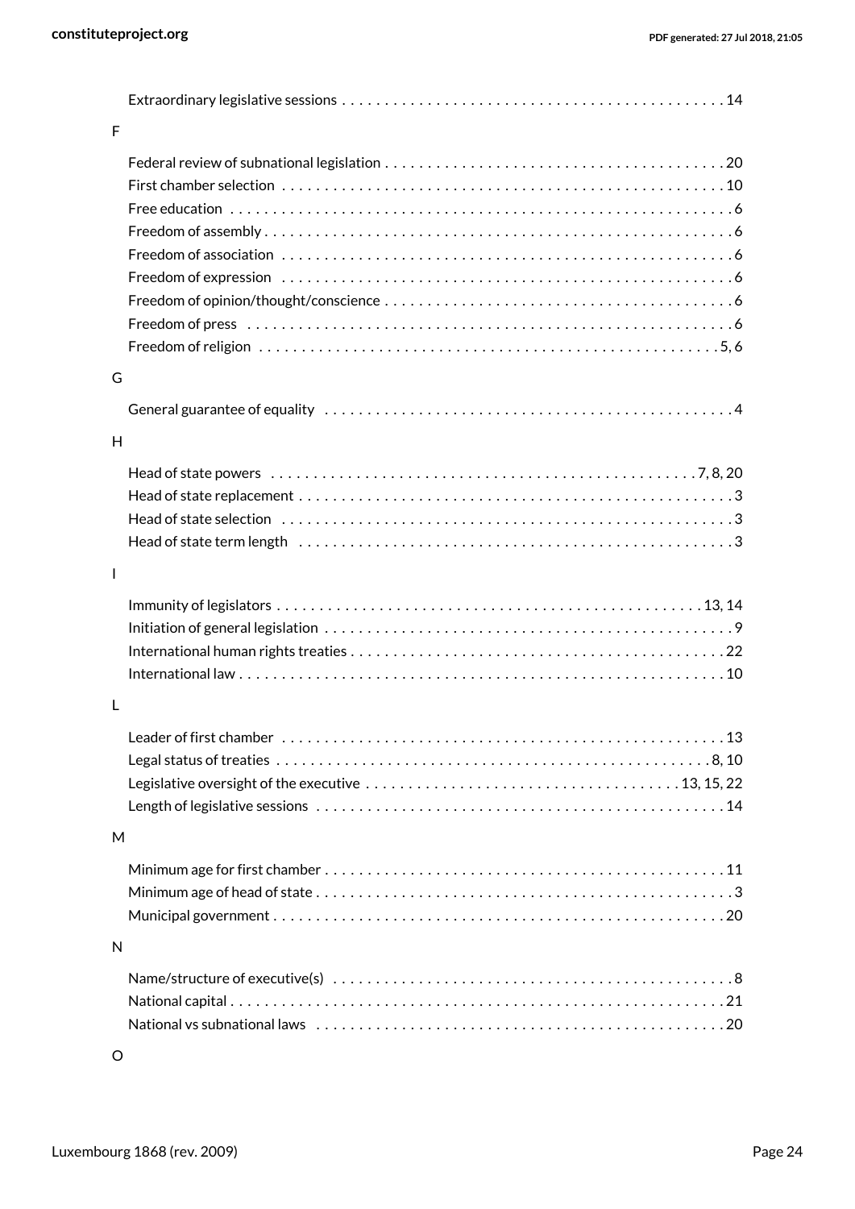Extraordinary legislative sessions . . . . . . . . . . . . . . . . . . . . . . . . . . . . . . . . . . . . . . . . . . . . . . 14

F

Federal review of subnational legislation . . . . . . . . . . . . . . . . . . . . . . . . . . . . . . . . . . . . . . . . 20
First chamber selection . . . . . . . . . . . . . . . . . . . . . . . . . . . . . . . . . . . . . . . . . . . . . . . . . . . . . 10
Free education . . . . . . . . . . . . . . . . . . . . . . . . . . . . . . . . . . . . . . . . . . . . . . . . . . . . . . . . . . . 6
Freedom of assembly . . . . . . . . . . . . . . . . . . . . . . . . . . . . . . . . . . . . . . . . . . . . . . . . . . . . . . . . 6
Freedom of association . . . . . . . . . . . . . . . . . . . . . . . . . . . . . . . . . . . . . . . . . . . . . . . . . . . . . . 6
Freedom of expression . . . . . . . . . . . . . . . . . . . . . . . . . . . . . . . . . . . . . . . . . . . . . . . . . . . . . . 6
Freedom of opinion/thought/conscience . . . . . . . . . . . . . . . . . . . . . . . . . . . . . . . . . . . . . . . . . 6
Freedom of press . . . . . . . . . . . . . . . . . . . . . . . . . . . . . . . . . . . . . . . . . . . . . . . . . . . . . . . . . . 6
Freedom of religion . . . . . . . . . . . . . . . . . . . . . . . . . . . . . . . . . . . . . . . . . . . . . . . . . . . . . . 5, 6

G

General guarantee of equality . . . . . . . . . . . . . . . . . . . . . . . . . . . . . . . . . . . . . . . . . . . . . . . . . 4

H

Head of state powers . . . . . . . . . . . . . . . . . . . . . . . . . . . . . . . . . . . . . . . . . . . . . . . . . . . 7, 8, 20
Head of state replacement . . . . . . . . . . . . . . . . . . . . . . . . . . . . . . . . . . . . . . . . . . . . . . . . . . . . 3
Head of state selection . . . . . . . . . . . . . . . . . . . . . . . . . . . . . . . . . . . . . . . . . . . . . . . . . . . . . . 3
Head of state term length . . . . . . . . . . . . . . . . . . . . . . . . . . . . . . . . . . . . . . . . . . . . . . . . . . . . 3

I

Immunity of legislators . . . . . . . . . . . . . . . . . . . . . . . . . . . . . . . . . . . . . . . . . . . . . . . . . . 13, 14
Initiation of general legislation . . . . . . . . . . . . . . . . . . . . . . . . . . . . . . . . . . . . . . . . . . . . . . . . . 9
International human rights treaties . . . . . . . . . . . . . . . . . . . . . . . . . . . . . . . . . . . . . . . . . . . . . 22
International law . . . . . . . . . . . . . . . . . . . . . . . . . . . . . . . . . . . . . . . . . . . . . . . . . . . . . . . . . . 10

L

Leader of first chamber . . . . . . . . . . . . . . . . . . . . . . . . . . . . . . . . . . . . . . . . . . . . . . . . . . . . . 13
Legal status of treaties . . . . . . . . . . . . . . . . . . . . . . . . . . . . . . . . . . . . . . . . . . . . . . . . . . . . 8, 10
Legislative oversight of the executive . . . . . . . . . . . . . . . . . . . . . . . . . . . . . . . . . . . . 13, 15, 22
Length of legislative sessions . . . . . . . . . . . . . . . . . . . . . . . . . . . . . . . . . . . . . . . . . . . . . . . . . 14

M

Minimum age for first chamber . . . . . . . . . . . . . . . . . . . . . . . . . . . . . . . . . . . . . . . . . . . . . . . . 11
Minimum age of head of state . . . . . . . . . . . . . . . . . . . . . . . . . . . . . . . . . . . . . . . . . . . . . . . . . 3
Municipal government . . . . . . . . . . . . . . . . . . . . . . . . . . . . . . . . . . . . . . . . . . . . . . . . . . . . . . 20

N

Name/structure of executive(s) . . . . . . . . . . . . . . . . . . . . . . . . . . . . . . . . . . . . . . . . . . . . . . . . 8
National capital . . . . . . . . . . . . . . . . . . . . . . . . . . . . . . . . . . . . . . . . . . . . . . . . . . . . . . . . . . . 21
National vs subnational laws . . . . . . . . . . . . . . . . . . . . . . . . . . . . . . . . . . . . . . . . . . . . . . . . . 20

O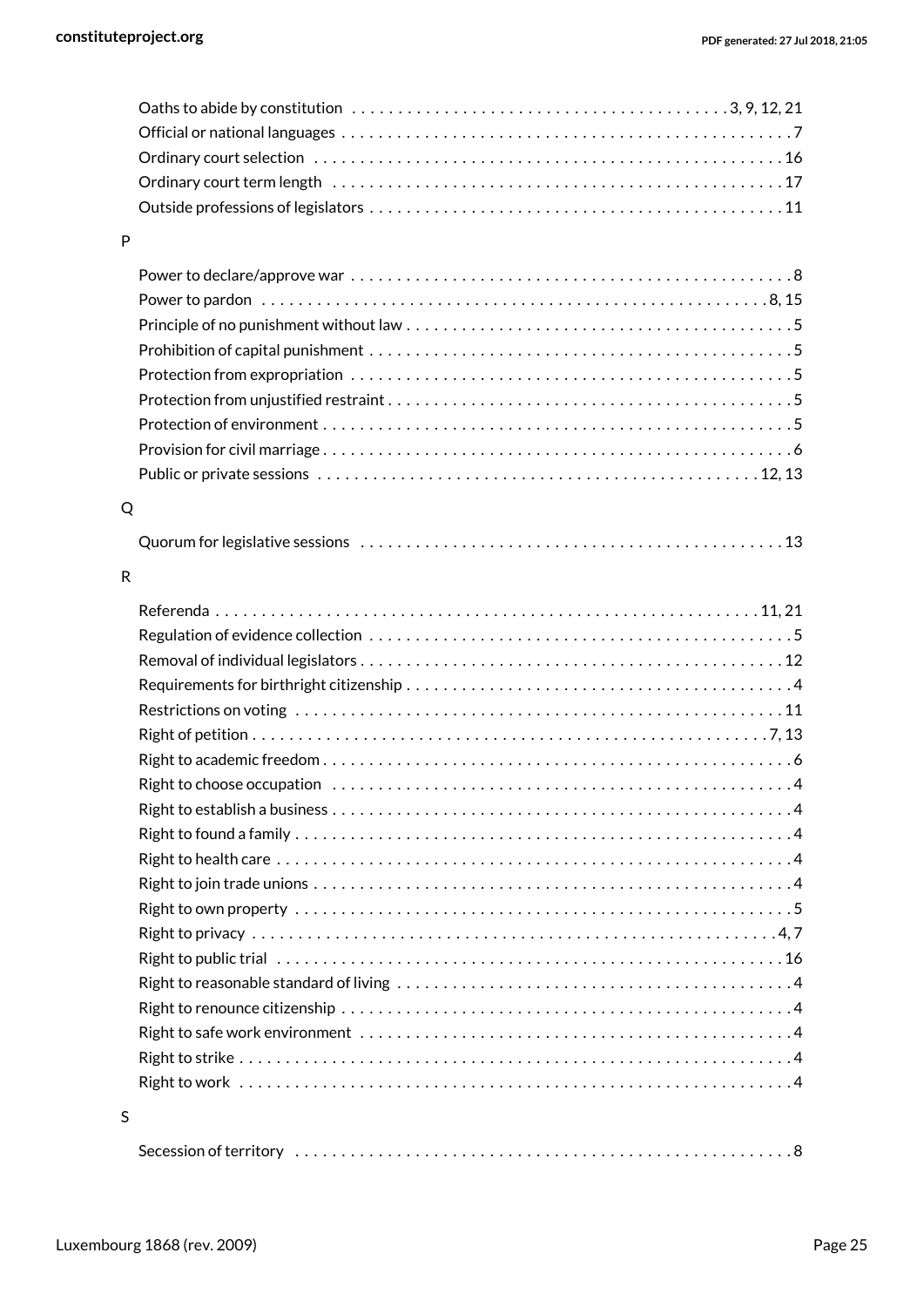Oaths to abide by constitution . . . . . . . . . . 3, 9, 12, 21
Official or national languages . . . . . . . . . . 7
Ordinary court selection . . . . . . . . . . 16
Ordinary court term length . . . . . . . . . . 17
Outside professions of legislators . . . . . . . . . . 11

P

Power to declare/approve war . . . . . . . . . . 8
Power to pardon . . . . . . . . . . 8, 15
Principle of no punishment without law . . . . . . . . . . 5
Prohibition of capital punishment . . . . . . . . . . 5
Protection from expropriation . . . . . . . . . . 5
Protection from unjustified restraint . . . . . . . . . . 5
Protection of environment . . . . . . . . . . 5
Provision for civil marriage . . . . . . . . . . 6
Public or private sessions . . . . . . . . . . 12, 13

Q

Quorum for legislative sessions . . . . . . . . . . 13

R

Referenda . . . . . . . . . . 11, 21
Regulation of evidence collection . . . . . . . . . . 5
Removal of individual legislators . . . . . . . . . . 12
Requirements for birthright citizenship . . . . . . . . . . 4
Restrictions on voting . . . . . . . . . . 11
Right of petition . . . . . . . . . . 7, 13
Right to academic freedom . . . . . . . . . . 6
Right to choose occupation . . . . . . . . . . 4
Right to establish a business . . . . . . . . . . 4
Right to found a family . . . . . . . . . . 4
Right to health care . . . . . . . . . . 4
Right to join trade unions . . . . . . . . . . 4
Right to own property . . . . . . . . . . 5
Right to privacy . . . . . . . . . . 4, 7
Right to public trial . . . . . . . . . . 16
Right to reasonable standard of living . . . . . . . . . . 4
Right to renounce citizenship . . . . . . . . . . 4
Right to safe work environment . . . . . . . . . . 4
Right to strike . . . . . . . . . . 4
Right to work . . . . . . . . . . 4

S

Secession of territory . . . . . . . . . . 8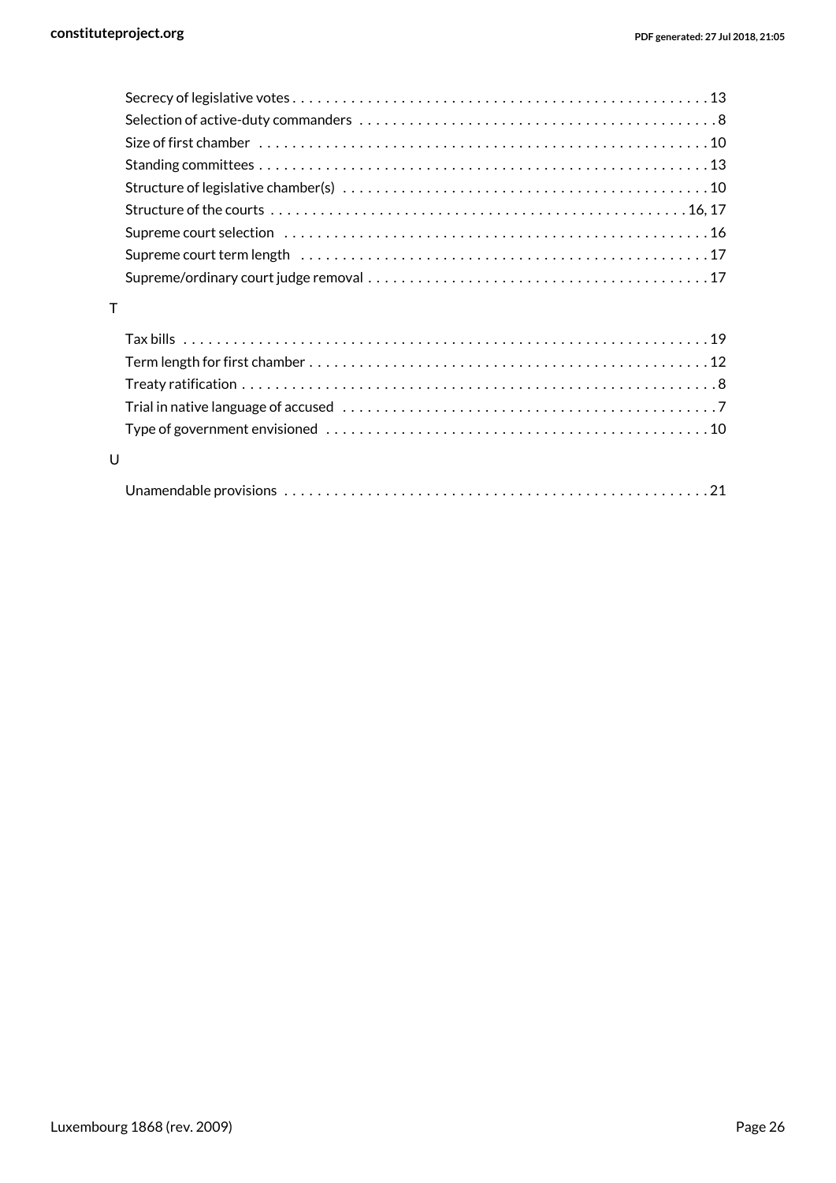Secrecy of legislative votes . . . . . . . . . . 13
Selection of active-duty commanders . . . . . . . . . . 8
Size of first chamber . . . . . . . . . . 10
Standing committees . . . . . . . . . . 13
Structure of legislative chamber(s) . . . . . . . . . . 10
Structure of the courts . . . . . . . . . . 16, 17
Supreme court selection . . . . . . . . . . 16
Supreme court term length . . . . . . . . . . 17
Supreme/ordinary court judge removal . . . . . . . . . . 17

T

Tax bills . . . . . . . . . . 19
Term length for first chamber . . . . . . . . . . 12
Treaty ratification . . . . . . . . . . 8
Trial in native language of accused . . . . . . . . . . 7
Type of government envisioned . . . . . . . . . . 10

U

Unamendable provisions . . . . . . . . . . 21